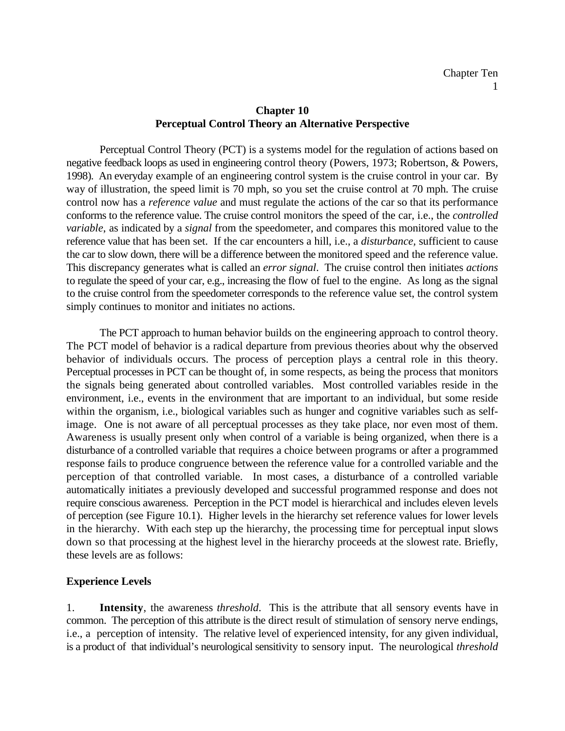# Chapter 10
## Perceptual Control Theory an Alternative Perspective

Perceptual Control Theory (PCT) is a systems model for the regulation of actions based on negative feedback loops as used in engineering control theory (Powers, 1973; Robertson, & Powers, 1998). An everyday example of an engineering control system is the cruise control in your car. By way of illustration, the speed limit is 70 mph, so you set the cruise control at 70 mph. The cruise control now has a *reference value* and must regulate the actions of the car so that its performance conforms to the reference value. The cruise control monitors the speed of the car, i.e., the *controlled variable*, as indicated by a *signal* from the speedometer, and compares this monitored value to the reference value that has been set. If the car encounters a hill, i.e., a *disturbance*, sufficient to cause the car to slow down, there will be a difference between the monitored speed and the reference value. This discrepancy generates what is called an *error signal*. The cruise control then initiates *actions* to regulate the speed of your car, e.g., increasing the flow of fuel to the engine. As long as the signal to the cruise control from the speedometer corresponds to the reference value set, the control system simply continues to monitor and initiates no actions.

The PCT approach to human behavior builds on the engineering approach to control theory. The PCT model of behavior is a radical departure from previous theories about why the observed behavior of individuals occurs. The process of perception plays a central role in this theory. Perceptual processes in PCT can be thought of, in some respects, as being the process that monitors the signals being generated about controlled variables. Most controlled variables reside in the environment, i.e., events in the environment that are important to an individual, but some reside within the organism, i.e., biological variables such as hunger and cognitive variables such as self-image. One is not aware of all perceptual processes as they take place, nor even most of them. Awareness is usually present only when control of a variable is being organized, when there is a disturbance of a controlled variable that requires a choice between programs or after a programmed response fails to produce congruence between the reference value for a controlled variable and the perception of that controlled variable. In most cases, a disturbance of a controlled variable automatically initiates a previously developed and successful programmed response and does not require conscious awareness. Perception in the PCT model is hierarchical and includes eleven levels of perception (see Figure 10.1). Higher levels in the hierarchy set reference values for lower levels in the hierarchy. With each step up the hierarchy, the processing time for perceptual input slows down so that processing at the highest level in the hierarchy proceeds at the slowest rate. Briefly, these levels are as follows:

### Experience Levels

1. **Intensity**, the awareness *threshold*. This is the attribute that all sensory events have in common. The perception of this attribute is the direct result of stimulation of sensory nerve endings, i.e., a perception of intensity. The relative level of experienced intensity, for any given individual, is a product of that individual's neurological sensitivity to sensory input. The neurological *threshold*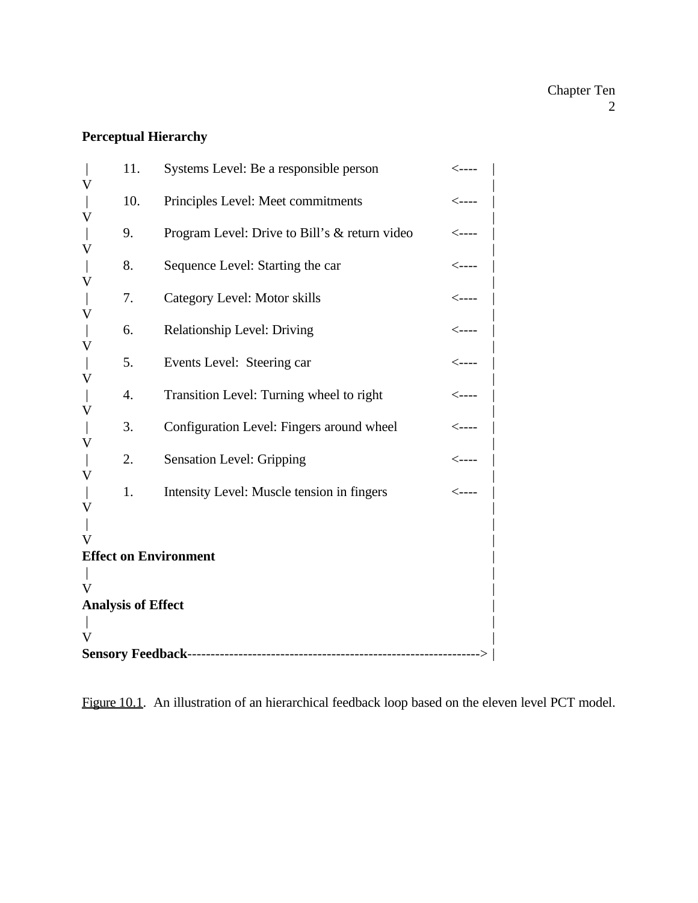**Perceptual Hierarchy**

```
|      11.    Systems Level: Be a responsible person              <----   |
V                                                                         |
|      10.    Principles Level: Meet commitments                  <----   |
V                                                                         |
|      9.     Program Level: Drive to Bill's & return video       <----   |
V                                                                         |
|      8.     Sequence Level: Starting the car                    <----   |
V                                                                         |
|      7.     Category Level: Motor skills                        <----   |
V                                                                         |
|      6.     Relationship Level: Driving                         <----   |
V                                                                         |
|      5.     Events Level:  Steering car                         <----   |
V                                                                         |
|      4.     Transition Level: Turning wheel to right            <----   |
V                                                                         |
|      3.     Configuration Level: Fingers around wheel           <----   |
V                                                                         |
|      2.     Sensation Level: Gripping                           <----   |
V                                                                         |
|      1.     Intensity Level: Muscle tension in fingers          <----   |
V                                                                         |
|                                                                         |
V                                                                         |
Effect on Environment                                                     |
|                                                                         |
V                                                                         |
Analysis of Effect                                                        |
|                                                                         |
V                                                                         |
Sensory Feedback--------------------------------------------------------> |
```

Figure 10.1. An illustration of an hierarchical feedback loop based on the eleven level PCT model.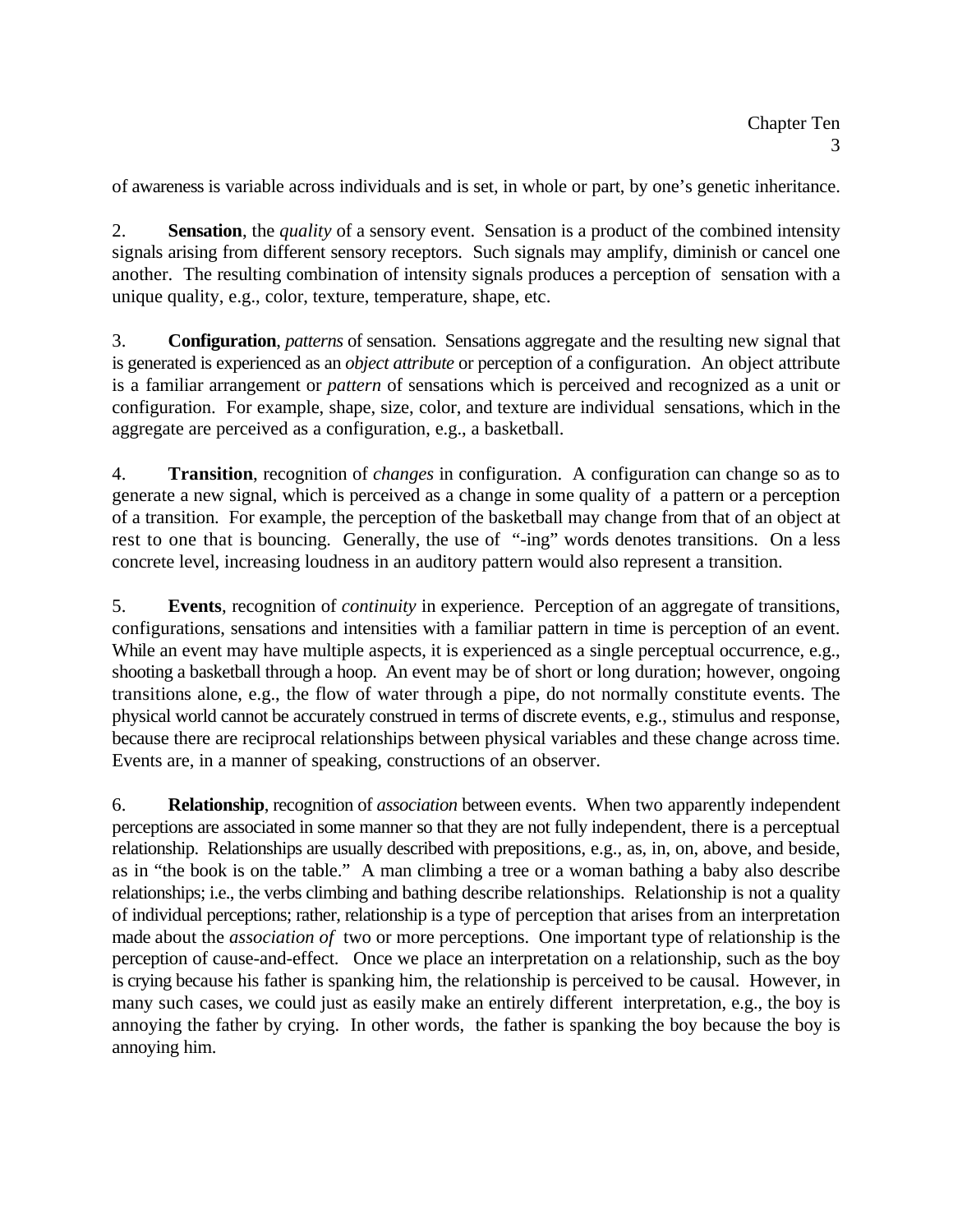of awareness is variable across individuals and is set, in whole or part, by one's genetic inheritance.

2. **Sensation**, the *quality* of a sensory event. Sensation is a product of the combined intensity signals arising from different sensory receptors. Such signals may amplify, diminish or cancel one another. The resulting combination of intensity signals produces a perception of sensation with a unique quality, e.g., color, texture, temperature, shape, etc.

3. **Configuration**, *patterns* of sensation. Sensations aggregate and the resulting new signal that is generated is experienced as an *object attribute* or perception of a configuration. An object attribute is a familiar arrangement or *pattern* of sensations which is perceived and recognized as a unit or configuration. For example, shape, size, color, and texture are individual sensations, which in the aggregate are perceived as a configuration, e.g., a basketball.

4. **Transition**, recognition of *changes* in configuration. A configuration can change so as to generate a new signal, which is perceived as a change in some quality of a pattern or a perception of a transition. For example, the perception of the basketball may change from that of an object at rest to one that is bouncing. Generally, the use of "-ing" words denotes transitions. On a less concrete level, increasing loudness in an auditory pattern would also represent a transition.

5. **Events**, recognition of *continuity* in experience. Perception of an aggregate of transitions, configurations, sensations and intensities with a familiar pattern in time is perception of an event. While an event may have multiple aspects, it is experienced as a single perceptual occurrence, e.g., shooting a basketball through a hoop. An event may be of short or long duration; however, ongoing transitions alone, e.g., the flow of water through a pipe, do not normally constitute events. The physical world cannot be accurately construed in terms of discrete events, e.g., stimulus and response, because there are reciprocal relationships between physical variables and these change across time. Events are, in a manner of speaking, constructions of an observer.

6. **Relationship**, recognition of *association* between events. When two apparently independent perceptions are associated in some manner so that they are not fully independent, there is a perceptual relationship. Relationships are usually described with prepositions, e.g., as, in, on, above, and beside, as in "the book is on the table." A man climbing a tree or a woman bathing a baby also describe relationships; i.e., the verbs climbing and bathing describe relationships. Relationship is not a quality of individual perceptions; rather, relationship is a type of perception that arises from an interpretation made about the *association of* two or more perceptions. One important type of relationship is the perception of cause-and-effect. Once we place an interpretation on a relationship, such as the boy is crying because his father is spanking him, the relationship is perceived to be causal. However, in many such cases, we could just as easily make an entirely different interpretation, e.g., the boy is annoying the father by crying. In other words, the father is spanking the boy because the boy is annoying him.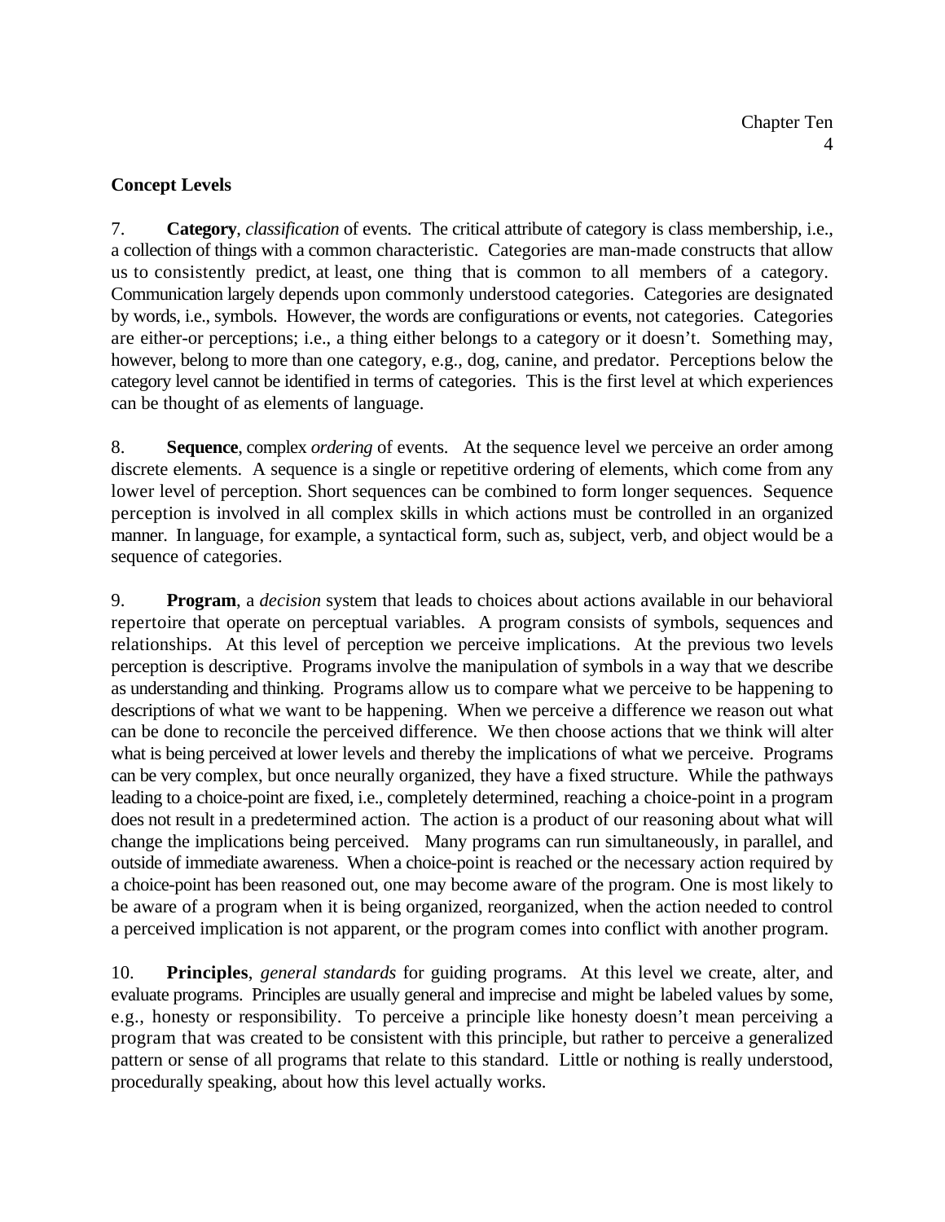**Concept Levels**

7. **Category**, *classification* of events. The critical attribute of category is class membership, i.e., a collection of things with a common characteristic. Categories are man-made constructs that allow us to consistently predict, at least, one thing that is common to all members of a category. Communication largely depends upon commonly understood categories. Categories are designated by words, i.e., symbols. However, the words are configurations or events, not categories. Categories are either-or perceptions; i.e., a thing either belongs to a category or it doesn't. Something may, however, belong to more than one category, e.g., dog, canine, and predator. Perceptions below the category level cannot be identified in terms of categories. This is the first level at which experiences can be thought of as elements of language.

8. **Sequence**, complex *ordering* of events. At the sequence level we perceive an order among discrete elements. A sequence is a single or repetitive ordering of elements, which come from any lower level of perception. Short sequences can be combined to form longer sequences. Sequence perception is involved in all complex skills in which actions must be controlled in an organized manner. In language, for example, a syntactical form, such as, subject, verb, and object would be a sequence of categories.

9. **Program**, a *decision* system that leads to choices about actions available in our behavioral repertoire that operate on perceptual variables. A program consists of symbols, sequences and relationships. At this level of perception we perceive implications. At the previous two levels perception is descriptive. Programs involve the manipulation of symbols in a way that we describe as understanding and thinking. Programs allow us to compare what we perceive to be happening to descriptions of what we want to be happening. When we perceive a difference we reason out what can be done to reconcile the perceived difference. We then choose actions that we think will alter what is being perceived at lower levels and thereby the implications of what we perceive. Programs can be very complex, but once neurally organized, they have a fixed structure. While the pathways leading to a choice-point are fixed, i.e., completely determined, reaching a choice-point in a program does not result in a predetermined action. The action is a product of our reasoning about what will change the implications being perceived. Many programs can run simultaneously, in parallel, and outside of immediate awareness. When a choice-point is reached or the necessary action required by a choice-point has been reasoned out, one may become aware of the program. One is most likely to be aware of a program when it is being organized, reorganized, when the action needed to control a perceived implication is not apparent, or the program comes into conflict with another program.

10. **Principles**, *general standards* for guiding programs. At this level we create, alter, and evaluate programs. Principles are usually general and imprecise and might be labeled values by some, e.g., honesty or responsibility. To perceive a principle like honesty doesn't mean perceiving a program that was created to be consistent with this principle, but rather to perceive a generalized pattern or sense of all programs that relate to this standard. Little or nothing is really understood, procedurally speaking, about how this level actually works.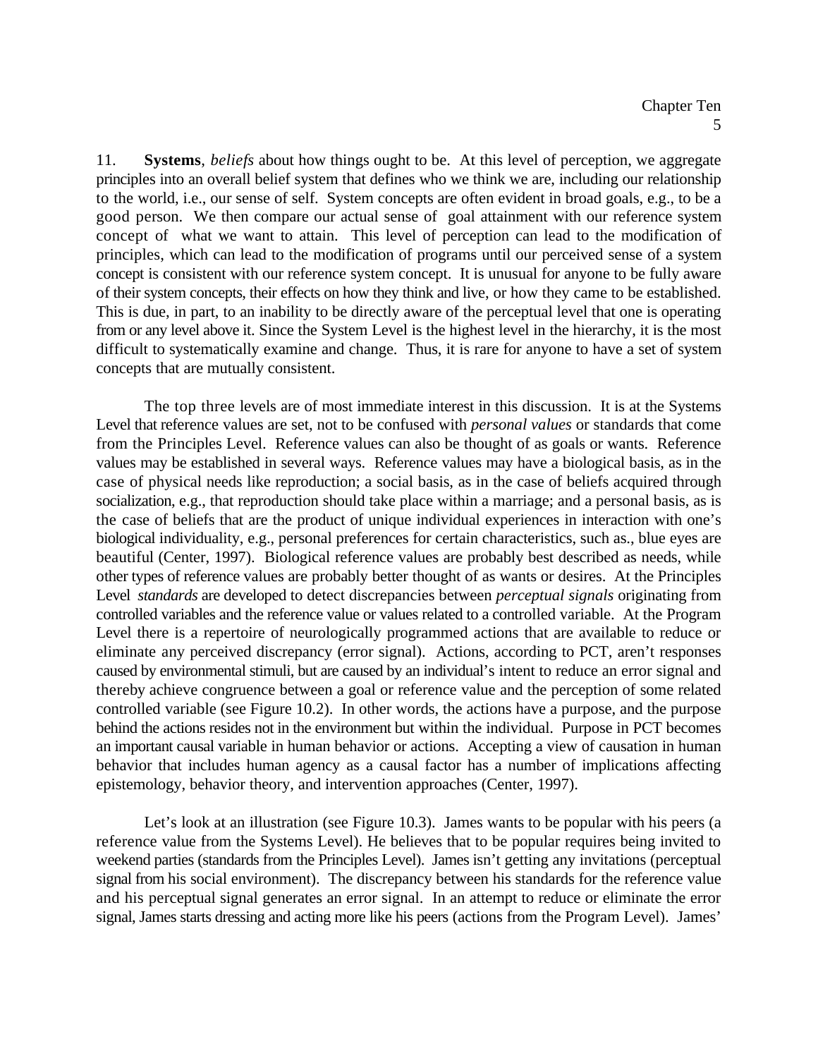11. **Systems**, *beliefs* about how things ought to be. At this level of perception, we aggregate principles into an overall belief system that defines who we think we are, including our relationship to the world, i.e., our sense of self. System concepts are often evident in broad goals, e.g., to be a good person. We then compare our actual sense of goal attainment with our reference system concept of what we want to attain. This level of perception can lead to the modification of principles, which can lead to the modification of programs until our perceived sense of a system concept is consistent with our reference system concept. It is unusual for anyone to be fully aware of their system concepts, their effects on how they think and live, or how they came to be established. This is due, in part, to an inability to be directly aware of the perceptual level that one is operating from or any level above it. Since the System Level is the highest level in the hierarchy, it is the most difficult to systematically examine and change. Thus, it is rare for anyone to have a set of system concepts that are mutually consistent.

The top three levels are of most immediate interest in this discussion. It is at the Systems Level that reference values are set, not to be confused with *personal values* or standards that come from the Principles Level. Reference values can also be thought of as goals or wants. Reference values may be established in several ways. Reference values may have a biological basis, as in the case of physical needs like reproduction; a social basis, as in the case of beliefs acquired through socialization, e.g., that reproduction should take place within a marriage; and a personal basis, as is the case of beliefs that are the product of unique individual experiences in interaction with one's biological individuality, e.g., personal preferences for certain characteristics, such as., blue eyes are beautiful (Center, 1997). Biological reference values are probably best described as needs, while other types of reference values are probably better thought of as wants or desires. At the Principles Level *standards* are developed to detect discrepancies between *perceptual signals* originating from controlled variables and the reference value or values related to a controlled variable. At the Program Level there is a repertoire of neurologically programmed actions that are available to reduce or eliminate any perceived discrepancy (error signal). Actions, according to PCT, aren't responses caused by environmental stimuli, but are caused by an individual's intent to reduce an error signal and thereby achieve congruence between a goal or reference value and the perception of some related controlled variable (see Figure 10.2). In other words, the actions have a purpose, and the purpose behind the actions resides not in the environment but within the individual. Purpose in PCT becomes an important causal variable in human behavior or actions. Accepting a view of causation in human behavior that includes human agency as a causal factor has a number of implications affecting epistemology, behavior theory, and intervention approaches (Center, 1997).

Let's look at an illustration (see Figure 10.3). James wants to be popular with his peers (a reference value from the Systems Level). He believes that to be popular requires being invited to weekend parties (standards from the Principles Level). James isn't getting any invitations (perceptual signal from his social environment). The discrepancy between his standards for the reference value and his perceptual signal generates an error signal. In an attempt to reduce or eliminate the error signal, James starts dressing and acting more like his peers (actions from the Program Level). James'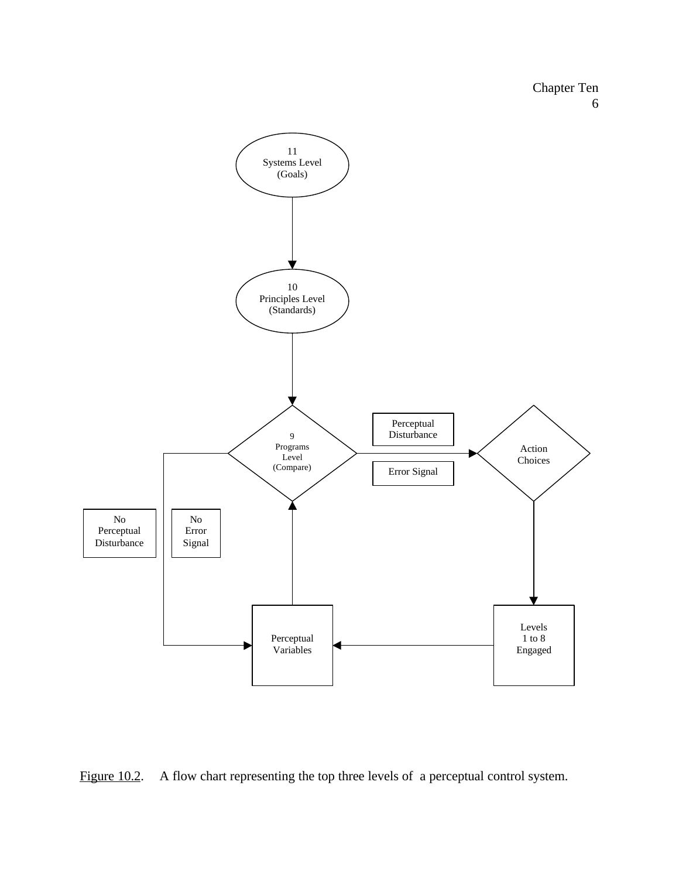11
Systems Level
(Goals)

10
Principles Level
(Standards)

9
Programs
Level
(Compare)

Perceptual
Disturbance

Error Signal

Action
Choices

No
Perceptual
Disturbance

No
Error
Signal

Perceptual
Variables

Levels
1 to 8
Engaged

Figure 10.2. A flow chart representing the top three levels of a perceptual control system.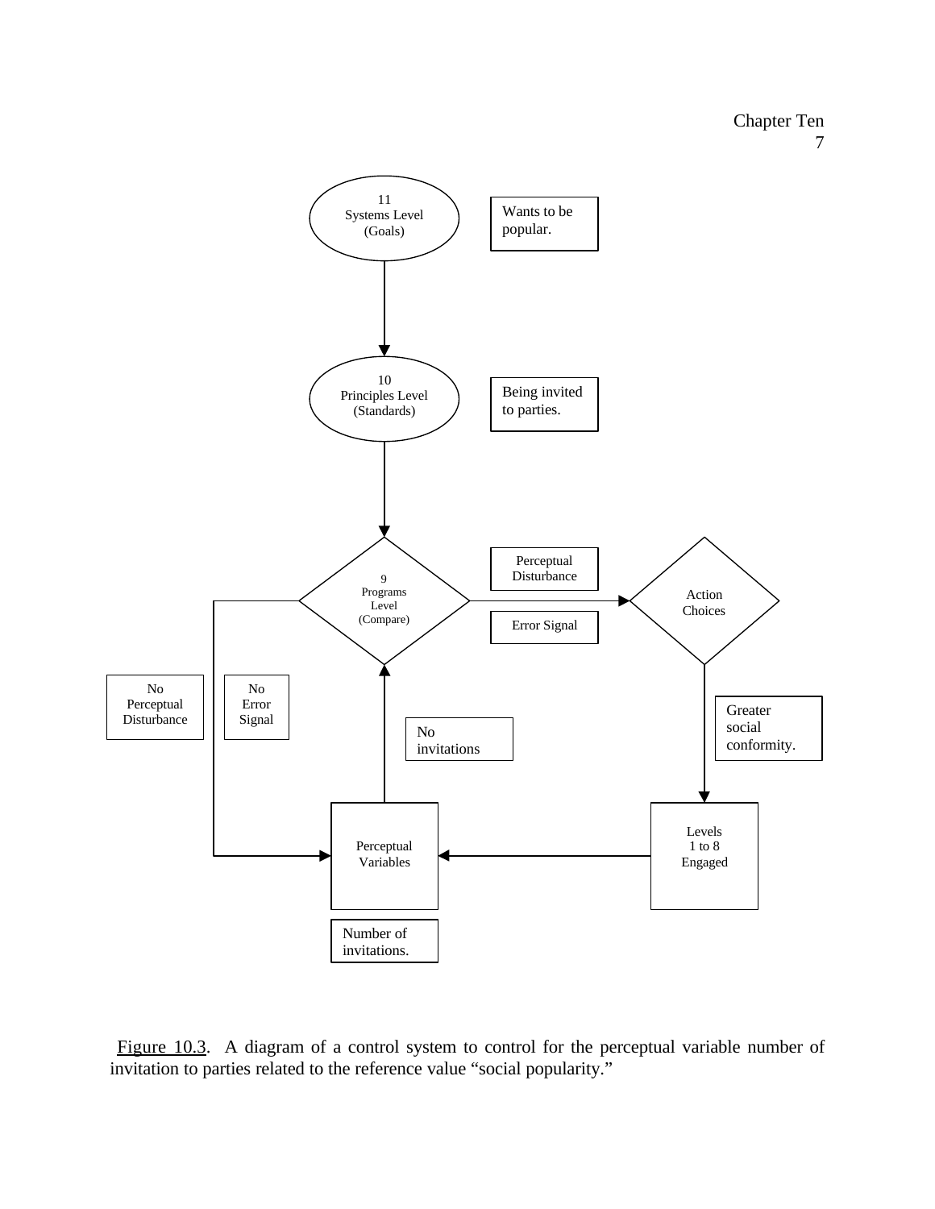11
Systems Level
(Goals)

Wants to be popular.

10
Principles Level
(Standards)

Being invited to parties.

9
Programs
Level
(Compare)

Perceptual Disturbance

Error Signal

Action Choices

No Perceptual Disturbance

No Error Signal

No invitations

Greater social conformity.

Perceptual Variables

Levels 1 to 8 Engaged

Number of invitations.

Figure 10.3. A diagram of a control system to control for the perceptual variable number of invitation to parties related to the reference value "social popularity."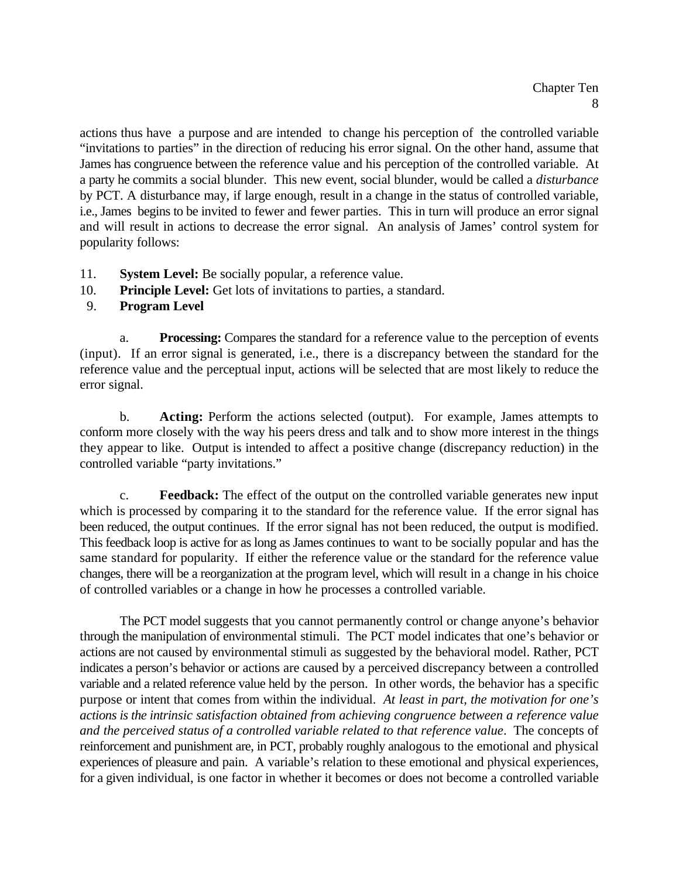actions thus have a purpose and are intended to change his perception of the controlled variable "invitations to parties" in the direction of reducing his error signal. On the other hand, assume that James has congruence between the reference value and his perception of the controlled variable. At a party he commits a social blunder. This new event, social blunder, would be called a *disturbance* by PCT. A disturbance may, if large enough, result in a change in the status of controlled variable, i.e., James begins to be invited to fewer and fewer parties. This in turn will produce an error signal and will result in actions to decrease the error signal. An analysis of James' control system for popularity follows:

11. **System Level:** Be socially popular, a reference value.
10. **Principle Level:** Get lots of invitations to parties, a standard.
9. **Program Level**

a. **Processing:** Compares the standard for a reference value to the perception of events (input). If an error signal is generated, i.e., there is a discrepancy between the standard for the reference value and the perceptual input, actions will be selected that are most likely to reduce the error signal.

b. **Acting:** Perform the actions selected (output). For example, James attempts to conform more closely with the way his peers dress and talk and to show more interest in the things they appear to like. Output is intended to affect a positive change (discrepancy reduction) in the controlled variable "party invitations."

c. **Feedback:** The effect of the output on the controlled variable generates new input which is processed by comparing it to the standard for the reference value. If the error signal has been reduced, the output continues. If the error signal has not been reduced, the output is modified. This feedback loop is active for as long as James continues to want to be socially popular and has the same standard for popularity. If either the reference value or the standard for the reference value changes, there will be a reorganization at the program level, which will result in a change in his choice of controlled variables or a change in how he processes a controlled variable.

The PCT model suggests that you cannot permanently control or change anyone's behavior through the manipulation of environmental stimuli. The PCT model indicates that one's behavior or actions are not caused by environmental stimuli as suggested by the behavioral model. Rather, PCT indicates a person's behavior or actions are caused by a perceived discrepancy between a controlled variable and a related reference value held by the person. In other words, the behavior has a specific purpose or intent that comes from within the individual. *At least in part, the motivation for one's actions is the intrinsic satisfaction obtained from achieving congruence between a reference value and the perceived status of a controlled variable related to that reference value*. The concepts of reinforcement and punishment are, in PCT, probably roughly analogous to the emotional and physical experiences of pleasure and pain. A variable's relation to these emotional and physical experiences, for a given individual, is one factor in whether it becomes or does not become a controlled variable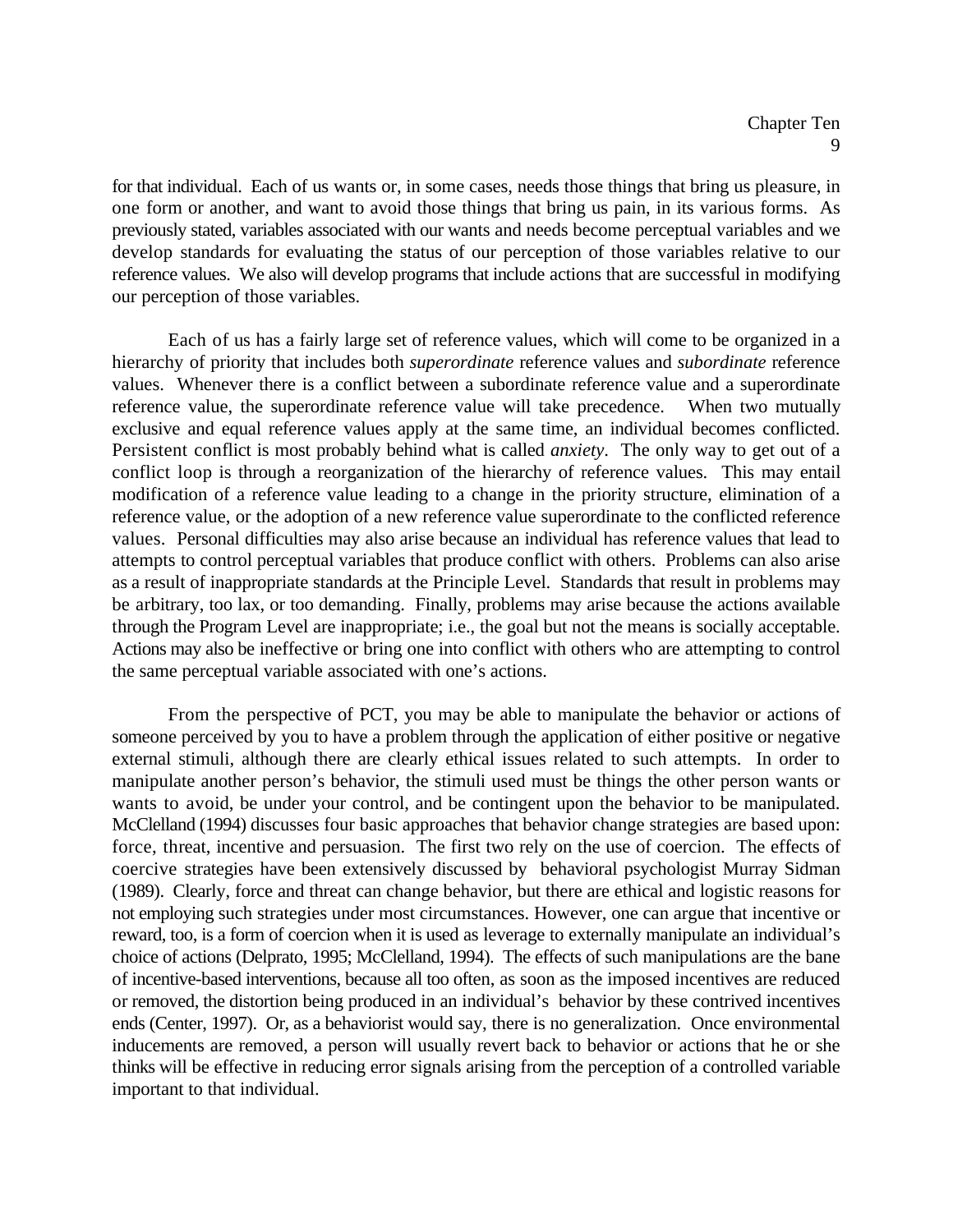for that individual. Each of us wants or, in some cases, needs those things that bring us pleasure, in one form or another, and want to avoid those things that bring us pain, in its various forms. As previously stated, variables associated with our wants and needs become perceptual variables and we develop standards for evaluating the status of our perception of those variables relative to our reference values. We also will develop programs that include actions that are successful in modifying our perception of those variables.

Each of us has a fairly large set of reference values, which will come to be organized in a hierarchy of priority that includes both *superordinate* reference values and *subordinate* reference values. Whenever there is a conflict between a subordinate reference value and a superordinate reference value, the superordinate reference value will take precedence. When two mutually exclusive and equal reference values apply at the same time, an individual becomes conflicted. Persistent conflict is most probably behind what is called *anxiety*. The only way to get out of a conflict loop is through a reorganization of the hierarchy of reference values. This may entail modification of a reference value leading to a change in the priority structure, elimination of a reference value, or the adoption of a new reference value superordinate to the conflicted reference values. Personal difficulties may also arise because an individual has reference values that lead to attempts to control perceptual variables that produce conflict with others. Problems can also arise as a result of inappropriate standards at the Principle Level. Standards that result in problems may be arbitrary, too lax, or too demanding. Finally, problems may arise because the actions available through the Program Level are inappropriate; i.e., the goal but not the means is socially acceptable. Actions may also be ineffective or bring one into conflict with others who are attempting to control the same perceptual variable associated with one's actions.

From the perspective of PCT, you may be able to manipulate the behavior or actions of someone perceived by you to have a problem through the application of either positive or negative external stimuli, although there are clearly ethical issues related to such attempts. In order to manipulate another person's behavior, the stimuli used must be things the other person wants or wants to avoid, be under your control, and be contingent upon the behavior to be manipulated. McClelland (1994) discusses four basic approaches that behavior change strategies are based upon: force, threat, incentive and persuasion. The first two rely on the use of coercion. The effects of coercive strategies have been extensively discussed by behavioral psychologist Murray Sidman (1989). Clearly, force and threat can change behavior, but there are ethical and logistic reasons for not employing such strategies under most circumstances. However, one can argue that incentive or reward, too, is a form of coercion when it is used as leverage to externally manipulate an individual's choice of actions (Delprato, 1995; McClelland, 1994). The effects of such manipulations are the bane of incentive-based interventions, because all too often, as soon as the imposed incentives are reduced or removed, the distortion being produced in an individual's behavior by these contrived incentives ends (Center, 1997). Or, as a behaviorist would say, there is no generalization. Once environmental inducements are removed, a person will usually revert back to behavior or actions that he or she thinks will be effective in reducing error signals arising from the perception of a controlled variable important to that individual.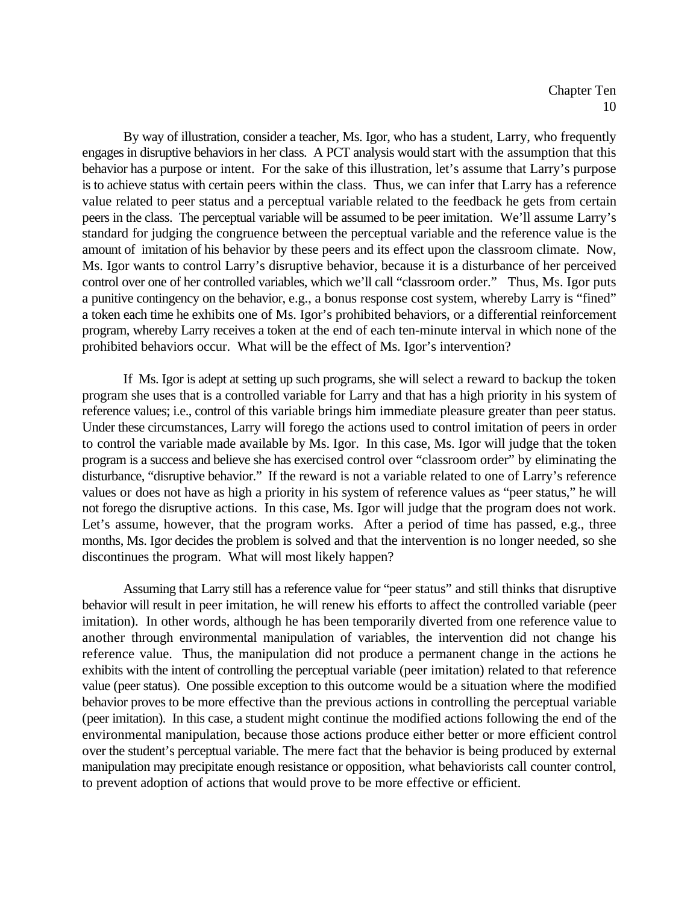By way of illustration, consider a teacher, Ms. Igor, who has a student, Larry, who frequently engages in disruptive behaviors in her class. A PCT analysis would start with the assumption that this behavior has a purpose or intent. For the sake of this illustration, let's assume that Larry's purpose is to achieve status with certain peers within the class. Thus, we can infer that Larry has a reference value related to peer status and a perceptual variable related to the feedback he gets from certain peers in the class. The perceptual variable will be assumed to be peer imitation. We'll assume Larry's standard for judging the congruence between the perceptual variable and the reference value is the amount of imitation of his behavior by these peers and its effect upon the classroom climate. Now, Ms. Igor wants to control Larry's disruptive behavior, because it is a disturbance of her perceived control over one of her controlled variables, which we'll call "classroom order." Thus, Ms. Igor puts a punitive contingency on the behavior, e.g., a bonus response cost system, whereby Larry is "fined" a token each time he exhibits one of Ms. Igor's prohibited behaviors, or a differential reinforcement program, whereby Larry receives a token at the end of each ten-minute interval in which none of the prohibited behaviors occur. What will be the effect of Ms. Igor's intervention?

If Ms. Igor is adept at setting up such programs, she will select a reward to backup the token program she uses that is a controlled variable for Larry and that has a high priority in his system of reference values; i.e., control of this variable brings him immediate pleasure greater than peer status. Under these circumstances, Larry will forego the actions used to control imitation of peers in order to control the variable made available by Ms. Igor. In this case, Ms. Igor will judge that the token program is a success and believe she has exercised control over "classroom order" by eliminating the disturbance, "disruptive behavior." If the reward is not a variable related to one of Larry's reference values or does not have as high a priority in his system of reference values as "peer status," he will not forego the disruptive actions. In this case, Ms. Igor will judge that the program does not work. Let's assume, however, that the program works. After a period of time has passed, e.g., three months, Ms. Igor decides the problem is solved and that the intervention is no longer needed, so she discontinues the program. What will most likely happen?

Assuming that Larry still has a reference value for "peer status" and still thinks that disruptive behavior will result in peer imitation, he will renew his efforts to affect the controlled variable (peer imitation). In other words, although he has been temporarily diverted from one reference value to another through environmental manipulation of variables, the intervention did not change his reference value. Thus, the manipulation did not produce a permanent change in the actions he exhibits with the intent of controlling the perceptual variable (peer imitation) related to that reference value (peer status). One possible exception to this outcome would be a situation where the modified behavior proves to be more effective than the previous actions in controlling the perceptual variable (peer imitation). In this case, a student might continue the modified actions following the end of the environmental manipulation, because those actions produce either better or more efficient control over the student's perceptual variable. The mere fact that the behavior is being produced by external manipulation may precipitate enough resistance or opposition, what behaviorists call counter control, to prevent adoption of actions that would prove to be more effective or efficient.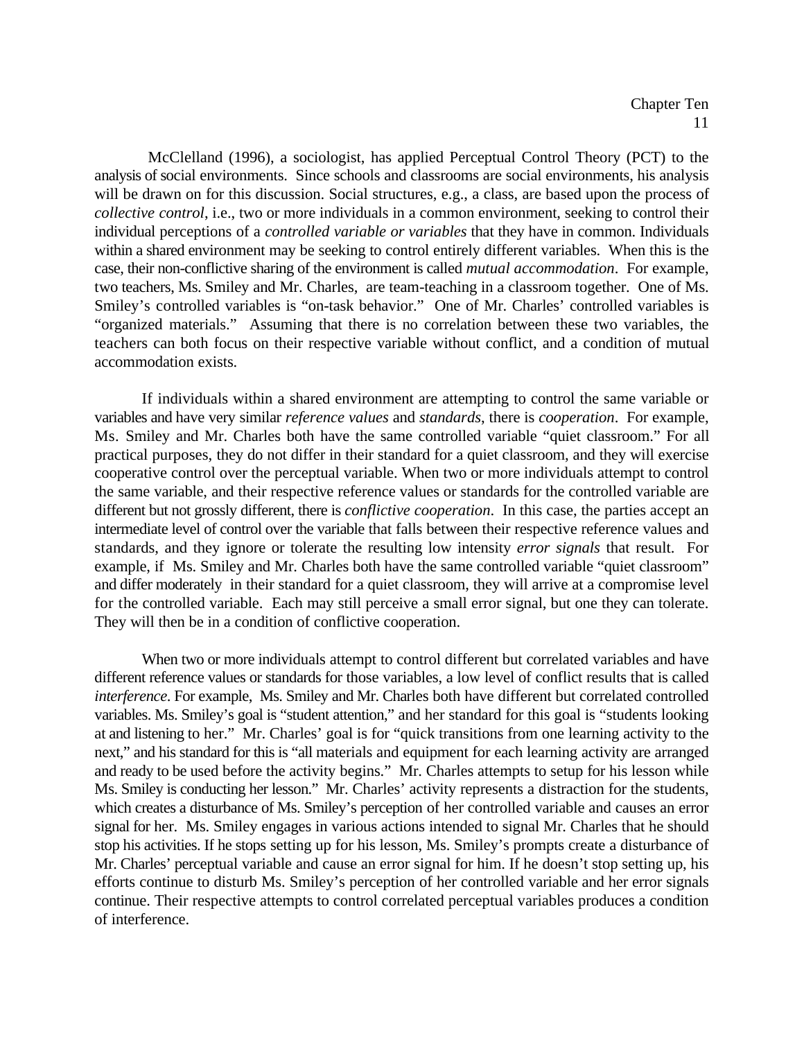McClelland (1996), a sociologist, has applied Perceptual Control Theory (PCT) to the analysis of social environments. Since schools and classrooms are social environments, his analysis will be drawn on for this discussion. Social structures, e.g., a class, are based upon the process of *collective control*, i.e., two or more individuals in a common environment, seeking to control their individual perceptions of a *controlled variable or variables* that they have in common. Individuals within a shared environment may be seeking to control entirely different variables. When this is the case, their non-conflictive sharing of the environment is called *mutual accommodation*. For example, two teachers, Ms. Smiley and Mr. Charles, are team-teaching in a classroom together. One of Ms. Smiley's controlled variables is "on-task behavior." One of Mr. Charles' controlled variables is "organized materials." Assuming that there is no correlation between these two variables, the teachers can both focus on their respective variable without conflict, and a condition of mutual accommodation exists.

If individuals within a shared environment are attempting to control the same variable or variables and have very similar *reference values* and *standards*, there is *cooperation*. For example, Ms. Smiley and Mr. Charles both have the same controlled variable "quiet classroom." For all practical purposes, they do not differ in their standard for a quiet classroom, and they will exercise cooperative control over the perceptual variable. When two or more individuals attempt to control the same variable, and their respective reference values or standards for the controlled variable are different but not grossly different, there is *conflictive cooperation*. In this case, the parties accept an intermediate level of control over the variable that falls between their respective reference values and standards, and they ignore or tolerate the resulting low intensity *error signals* that result. For example, if Ms. Smiley and Mr. Charles both have the same controlled variable "quiet classroom" and differ moderately in their standard for a quiet classroom, they will arrive at a compromise level for the controlled variable. Each may still perceive a small error signal, but one they can tolerate. They will then be in a condition of conflictive cooperation.

When two or more individuals attempt to control different but correlated variables and have different reference values or standards for those variables, a low level of conflict results that is called *interference*. For example, Ms. Smiley and Mr. Charles both have different but correlated controlled variables. Ms. Smiley's goal is "student attention," and her standard for this goal is "students looking at and listening to her." Mr. Charles' goal is for "quick transitions from one learning activity to the next," and his standard for this is "all materials and equipment for each learning activity are arranged and ready to be used before the activity begins." Mr. Charles attempts to setup for his lesson while Ms. Smiley is conducting her lesson." Mr. Charles' activity represents a distraction for the students, which creates a disturbance of Ms. Smiley's perception of her controlled variable and causes an error signal for her. Ms. Smiley engages in various actions intended to signal Mr. Charles that he should stop his activities. If he stops setting up for his lesson, Ms. Smiley's prompts create a disturbance of Mr. Charles' perceptual variable and cause an error signal for him. If he doesn't stop setting up, his efforts continue to disturb Ms. Smiley's perception of her controlled variable and her error signals continue. Their respective attempts to control correlated perceptual variables produces a condition of interference.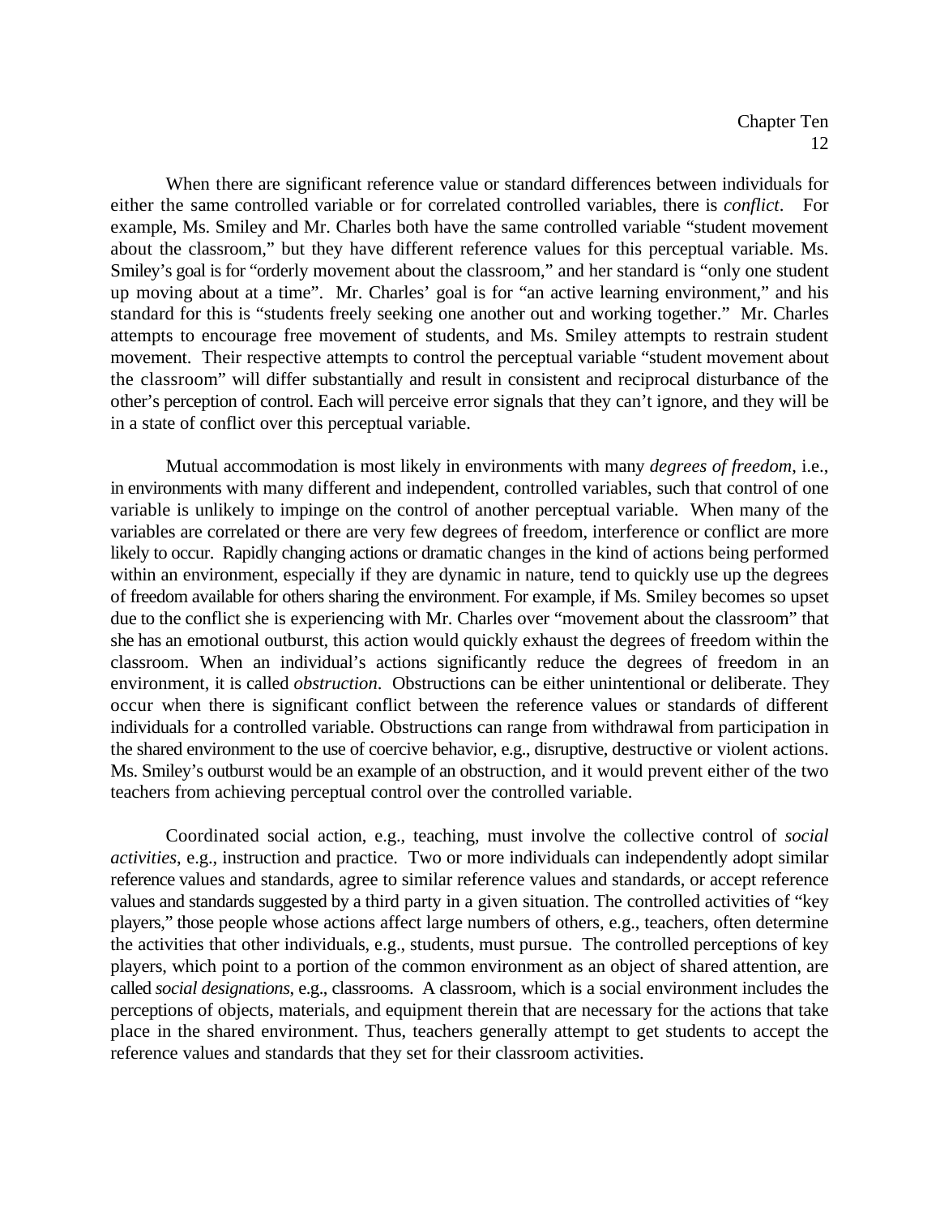When there are significant reference value or standard differences between individuals for either the same controlled variable or for correlated controlled variables, there is *conflict*. For example, Ms. Smiley and Mr. Charles both have the same controlled variable "student movement about the classroom," but they have different reference values for this perceptual variable. Ms. Smiley's goal is for "orderly movement about the classroom," and her standard is "only one student up moving about at a time". Mr. Charles' goal is for "an active learning environment," and his standard for this is "students freely seeking one another out and working together." Mr. Charles attempts to encourage free movement of students, and Ms. Smiley attempts to restrain student movement. Their respective attempts to control the perceptual variable "student movement about the classroom" will differ substantially and result in consistent and reciprocal disturbance of the other's perception of control. Each will perceive error signals that they can't ignore, and they will be in a state of conflict over this perceptual variable.

Mutual accommodation is most likely in environments with many *degrees of freedom*, i.e., in environments with many different and independent, controlled variables, such that control of one variable is unlikely to impinge on the control of another perceptual variable. When many of the variables are correlated or there are very few degrees of freedom, interference or conflict are more likely to occur. Rapidly changing actions or dramatic changes in the kind of actions being performed within an environment, especially if they are dynamic in nature, tend to quickly use up the degrees of freedom available for others sharing the environment. For example, if Ms. Smiley becomes so upset due to the conflict she is experiencing with Mr. Charles over "movement about the classroom" that she has an emotional outburst, this action would quickly exhaust the degrees of freedom within the classroom. When an individual's actions significantly reduce the degrees of freedom in an environment, it is called *obstruction*. Obstructions can be either unintentional or deliberate. They occur when there is significant conflict between the reference values or standards of different individuals for a controlled variable. Obstructions can range from withdrawal from participation in the shared environment to the use of coercive behavior, e.g., disruptive, destructive or violent actions. Ms. Smiley's outburst would be an example of an obstruction, and it would prevent either of the two teachers from achieving perceptual control over the controlled variable.

Coordinated social action, e.g., teaching, must involve the collective control of *social activities*, e.g., instruction and practice. Two or more individuals can independently adopt similar reference values and standards, agree to similar reference values and standards, or accept reference values and standards suggested by a third party in a given situation. The controlled activities of "key players," those people whose actions affect large numbers of others, e.g., teachers, often determine the activities that other individuals, e.g., students, must pursue. The controlled perceptions of key players, which point to a portion of the common environment as an object of shared attention, are called *social designations*, e.g., classrooms. A classroom, which is a social environment includes the perceptions of objects, materials, and equipment therein that are necessary for the actions that take place in the shared environment. Thus, teachers generally attempt to get students to accept the reference values and standards that they set for their classroom activities.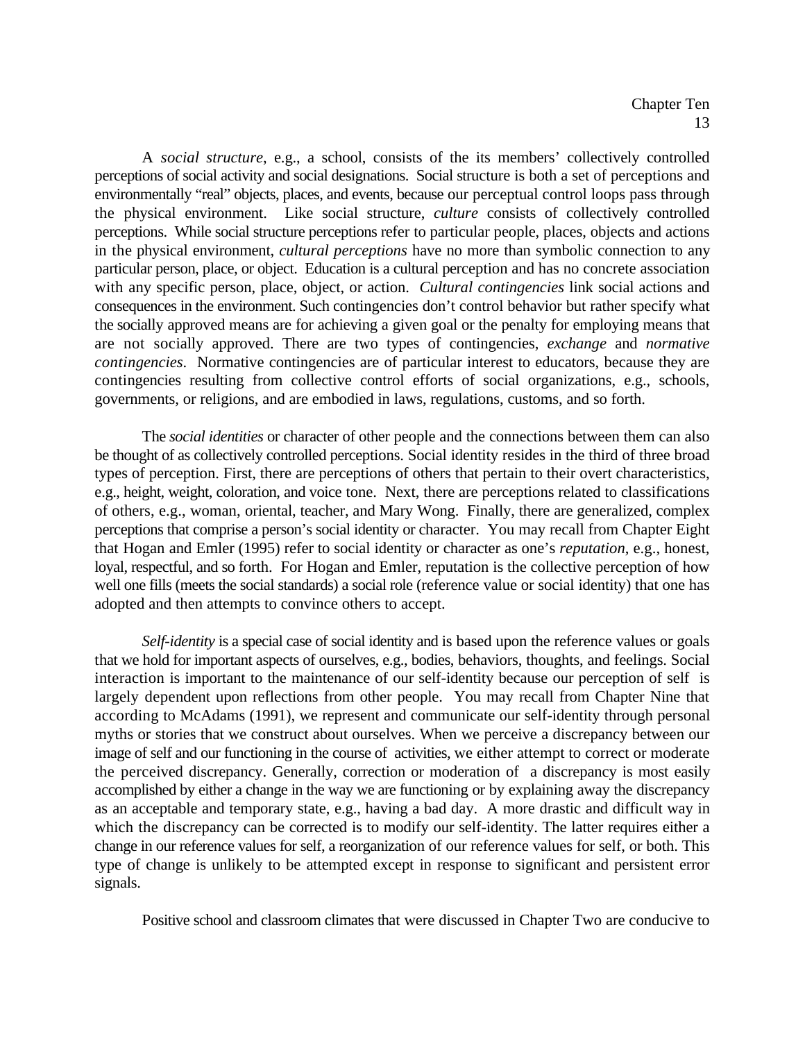A *social structure*, e.g., a school, consists of the its members' collectively controlled perceptions of social activity and social designations. Social structure is both a set of perceptions and environmentally "real" objects, places, and events, because our perceptual control loops pass through the physical environment. Like social structure, *culture* consists of collectively controlled perceptions. While social structure perceptions refer to particular people, places, objects and actions in the physical environment, *cultural perceptions* have no more than symbolic connection to any particular person, place, or object. Education is a cultural perception and has no concrete association with any specific person, place, object, or action. *Cultural contingencies* link social actions and consequences in the environment. Such contingencies don't control behavior but rather specify what the socially approved means are for achieving a given goal or the penalty for employing means that are not socially approved. There are two types of contingencies, *exchange* and *normative contingencies*. Normative contingencies are of particular interest to educators, because they are contingencies resulting from collective control efforts of social organizations, e.g., schools, governments, or religions, and are embodied in laws, regulations, customs, and so forth.

The *social identities* or character of other people and the connections between them can also be thought of as collectively controlled perceptions. Social identity resides in the third of three broad types of perception. First, there are perceptions of others that pertain to their overt characteristics, e.g., height, weight, coloration, and voice tone. Next, there are perceptions related to classifications of others, e.g., woman, oriental, teacher, and Mary Wong. Finally, there are generalized, complex perceptions that comprise a person's social identity or character. You may recall from Chapter Eight that Hogan and Emler (1995) refer to social identity or character as one's *reputation*, e.g., honest, loyal, respectful, and so forth. For Hogan and Emler, reputation is the collective perception of how well one fills (meets the social standards) a social role (reference value or social identity) that one has adopted and then attempts to convince others to accept.

*Self-identity* is a special case of social identity and is based upon the reference values or goals that we hold for important aspects of ourselves, e.g., bodies, behaviors, thoughts, and feelings. Social interaction is important to the maintenance of our self-identity because our perception of self is largely dependent upon reflections from other people. You may recall from Chapter Nine that according to McAdams (1991), we represent and communicate our self-identity through personal myths or stories that we construct about ourselves. When we perceive a discrepancy between our image of self and our functioning in the course of activities, we either attempt to correct or moderate the perceived discrepancy. Generally, correction or moderation of a discrepancy is most easily accomplished by either a change in the way we are functioning or by explaining away the discrepancy as an acceptable and temporary state, e.g., having a bad day. A more drastic and difficult way in which the discrepancy can be corrected is to modify our self-identity. The latter requires either a change in our reference values for self, a reorganization of our reference values for self, or both. This type of change is unlikely to be attempted except in response to significant and persistent error signals.

Positive school and classroom climates that were discussed in Chapter Two are conducive to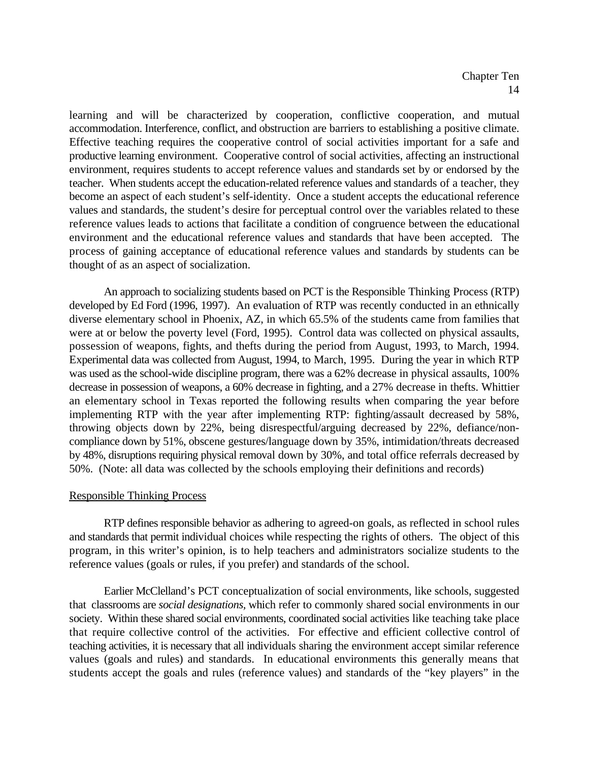learning and will be characterized by cooperation, conflictive cooperation, and mutual accommodation. Interference, conflict, and obstruction are barriers to establishing a positive climate. Effective teaching requires the cooperative control of social activities important for a safe and productive learning environment. Cooperative control of social activities, affecting an instructional environment, requires students to accept reference values and standards set by or endorsed by the teacher. When students accept the education-related reference values and standards of a teacher, they become an aspect of each student's self-identity. Once a student accepts the educational reference values and standards, the student's desire for perceptual control over the variables related to these reference values leads to actions that facilitate a condition of congruence between the educational environment and the educational reference values and standards that have been accepted. The process of gaining acceptance of educational reference values and standards by students can be thought of as an aspect of socialization.

An approach to socializing students based on PCT is the Responsible Thinking Process (RTP) developed by Ed Ford (1996, 1997). An evaluation of RTP was recently conducted in an ethnically diverse elementary school in Phoenix, AZ, in which 65.5% of the students came from families that were at or below the poverty level (Ford, 1995). Control data was collected on physical assaults, possession of weapons, fights, and thefts during the period from August, 1993, to March, 1994. Experimental data was collected from August, 1994, to March, 1995. During the year in which RTP was used as the school-wide discipline program, there was a 62% decrease in physical assaults, 100% decrease in possession of weapons, a 60% decrease in fighting, and a 27% decrease in thefts. Whittier an elementary school in Texas reported the following results when comparing the year before implementing RTP with the year after implementing RTP: fighting/assault decreased by 58%, throwing objects down by 22%, being disrespectful/arguing decreased by 22%, defiance/non-compliance down by 51%, obscene gestures/language down by 35%, intimidation/threats decreased by 48%, disruptions requiring physical removal down by 30%, and total office referrals decreased by 50%. (Note: all data was collected by the schools employing their definitions and records)

## Responsible Thinking Process

RTP defines responsible behavior as adhering to agreed-on goals, as reflected in school rules and standards that permit individual choices while respecting the rights of others. The object of this program, in this writer's opinion, is to help teachers and administrators socialize students to the reference values (goals or rules, if you prefer) and standards of the school.

Earlier McClelland's PCT conceptualization of social environments, like schools, suggested that classrooms are *social designations*, which refer to commonly shared social environments in our society. Within these shared social environments, coordinated social activities like teaching take place that require collective control of the activities. For effective and efficient collective control of teaching activities, it is necessary that all individuals sharing the environment accept similar reference values (goals and rules) and standards. In educational environments this generally means that students accept the goals and rules (reference values) and standards of the "key players" in the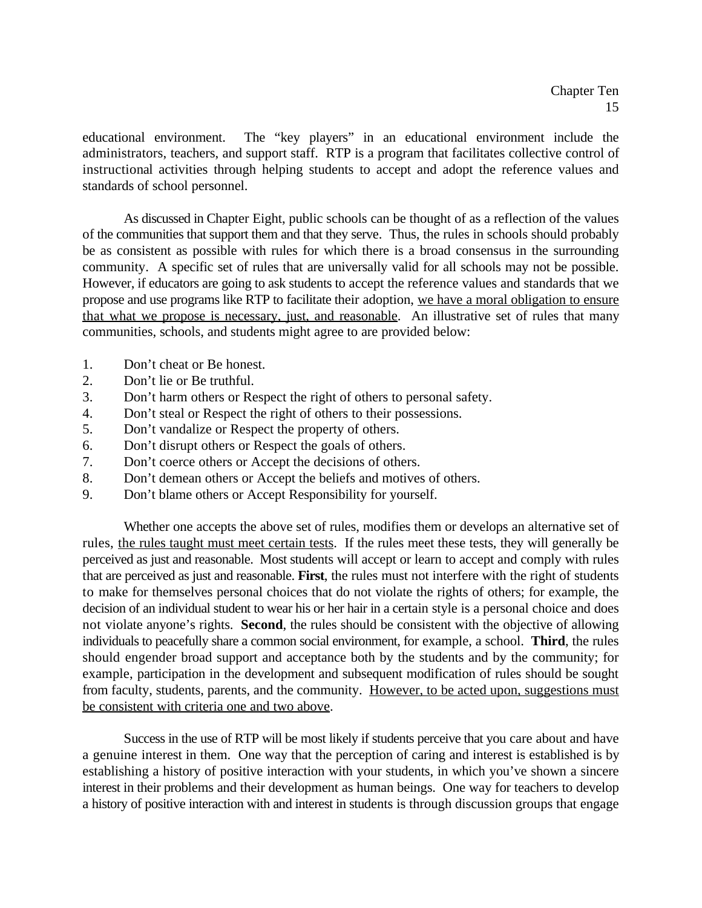educational environment. The "key players" in an educational environment include the administrators, teachers, and support staff. RTP is a program that facilitates collective control of instructional activities through helping students to accept and adopt the reference values and standards of school personnel.

As discussed in Chapter Eight, public schools can be thought of as a reflection of the values of the communities that support them and that they serve. Thus, the rules in schools should probably be as consistent as possible with rules for which there is a broad consensus in the surrounding community. A specific set of rules that are universally valid for all schools may not be possible. However, if educators are going to ask students to accept the reference values and standards that we propose and use programs like RTP to facilitate their adoption, <u>we have a moral obligation to ensure that what we propose is necessary, just, and reasonable</u>. An illustrative set of rules that many communities, schools, and students might agree to are provided below:

1. Don't cheat or Be honest.
2. Don't lie or Be truthful.
3. Don't harm others or Respect the right of others to personal safety.
4. Don't steal or Respect the right of others to their possessions.
5. Don't vandalize or Respect the property of others.
6. Don't disrupt others or Respect the goals of others.
7. Don't coerce others or Accept the decisions of others.
8. Don't demean others or Accept the beliefs and motives of others.
9. Don't blame others or Accept Responsibility for yourself.

Whether one accepts the above set of rules, modifies them or develops an alternative set of rules, <u>the rules taught must meet certain tests</u>. If the rules meet these tests, they will generally be perceived as just and reasonable. Most students will accept or learn to accept and comply with rules that are perceived as just and reasonable. **First**, the rules must not interfere with the right of students to make for themselves personal choices that do not violate the rights of others; for example, the decision of an individual student to wear his or her hair in a certain style is a personal choice and does not violate anyone's rights. **Second**, the rules should be consistent with the objective of allowing individuals to peacefully share a common social environment, for example, a school. **Third**, the rules should engender broad support and acceptance both by the students and by the community; for example, participation in the development and subsequent modification of rules should be sought from faculty, students, parents, and the community. <u>However, to be acted upon, suggestions must be consistent with criteria one and two above</u>.

Success in the use of RTP will be most likely if students perceive that you care about and have a genuine interest in them. One way that the perception of caring and interest is established is by establishing a history of positive interaction with your students, in which you've shown a sincere interest in their problems and their development as human beings. One way for teachers to develop a history of positive interaction with and interest in students is through discussion groups that engage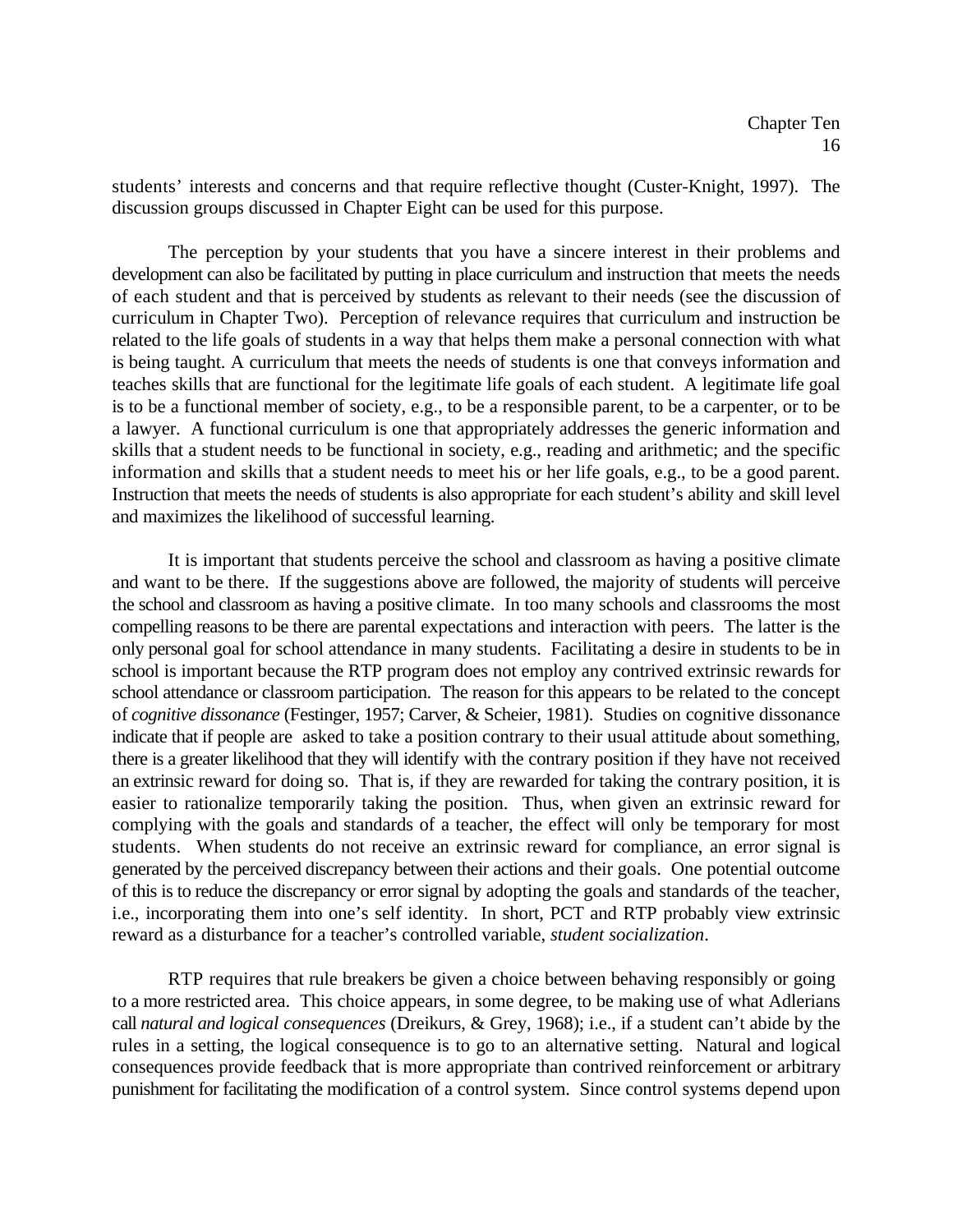students' interests and concerns and that require reflective thought (Custer-Knight, 1997). The discussion groups discussed in Chapter Eight can be used for this purpose.

The perception by your students that you have a sincere interest in their problems and development can also be facilitated by putting in place curriculum and instruction that meets the needs of each student and that is perceived by students as relevant to their needs (see the discussion of curriculum in Chapter Two). Perception of relevance requires that curriculum and instruction be related to the life goals of students in a way that helps them make a personal connection with what is being taught. A curriculum that meets the needs of students is one that conveys information and teaches skills that are functional for the legitimate life goals of each student. A legitimate life goal is to be a functional member of society, e.g., to be a responsible parent, to be a carpenter, or to be a lawyer. A functional curriculum is one that appropriately addresses the generic information and skills that a student needs to be functional in society, e.g., reading and arithmetic; and the specific information and skills that a student needs to meet his or her life goals, e.g., to be a good parent. Instruction that meets the needs of students is also appropriate for each student's ability and skill level and maximizes the likelihood of successful learning.

It is important that students perceive the school and classroom as having a positive climate and want to be there. If the suggestions above are followed, the majority of students will perceive the school and classroom as having a positive climate. In too many schools and classrooms the most compelling reasons to be there are parental expectations and interaction with peers. The latter is the only personal goal for school attendance in many students. Facilitating a desire in students to be in school is important because the RTP program does not employ any contrived extrinsic rewards for school attendance or classroom participation. The reason for this appears to be related to the concept of *cognitive dissonance* (Festinger, 1957; Carver, & Scheier, 1981). Studies on cognitive dissonance indicate that if people are asked to take a position contrary to their usual attitude about something, there is a greater likelihood that they will identify with the contrary position if they have not received an extrinsic reward for doing so. That is, if they are rewarded for taking the contrary position, it is easier to rationalize temporarily taking the position. Thus, when given an extrinsic reward for complying with the goals and standards of a teacher, the effect will only be temporary for most students. When students do not receive an extrinsic reward for compliance, an error signal is generated by the perceived discrepancy between their actions and their goals. One potential outcome of this is to reduce the discrepancy or error signal by adopting the goals and standards of the teacher, i.e., incorporating them into one's self identity. In short, PCT and RTP probably view extrinsic reward as a disturbance for a teacher's controlled variable, *student socialization*.

RTP requires that rule breakers be given a choice between behaving responsibly or going to a more restricted area. This choice appears, in some degree, to be making use of what Adlerians call *natural and logical consequences* (Dreikurs, & Grey, 1968); i.e., if a student can't abide by the rules in a setting, the logical consequence is to go to an alternative setting. Natural and logical consequences provide feedback that is more appropriate than contrived reinforcement or arbitrary punishment for facilitating the modification of a control system. Since control systems depend upon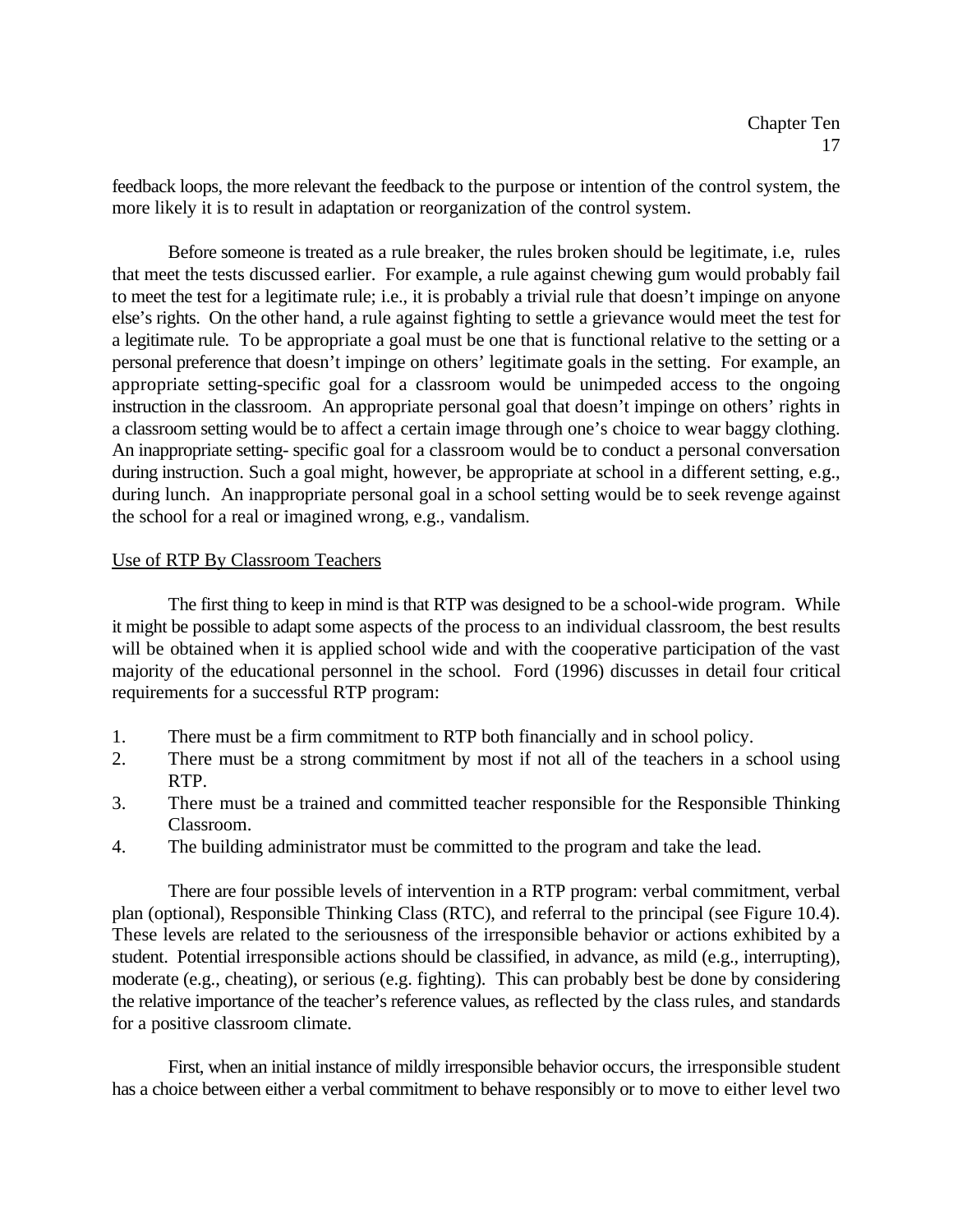feedback loops, the more relevant the feedback to the purpose or intention of the control system, the more likely it is to result in adaptation or reorganization of the control system.

Before someone is treated as a rule breaker, the rules broken should be legitimate, i.e, rules that meet the tests discussed earlier. For example, a rule against chewing gum would probably fail to meet the test for a legitimate rule; i.e., it is probably a trivial rule that doesn't impinge on anyone else's rights. On the other hand, a rule against fighting to settle a grievance would meet the test for a legitimate rule. To be appropriate a goal must be one that is functional relative to the setting or a personal preference that doesn't impinge on others' legitimate goals in the setting. For example, an appropriate setting-specific goal for a classroom would be unimpeded access to the ongoing instruction in the classroom. An appropriate personal goal that doesn't impinge on others' rights in a classroom setting would be to affect a certain image through one's choice to wear baggy clothing. An inappropriate setting- specific goal for a classroom would be to conduct a personal conversation during instruction. Such a goal might, however, be appropriate at school in a different setting, e.g., during lunch. An inappropriate personal goal in a school setting would be to seek revenge against the school for a real or imagined wrong, e.g., vandalism.

## Use of RTP By Classroom Teachers

The first thing to keep in mind is that RTP was designed to be a school-wide program. While it might be possible to adapt some aspects of the process to an individual classroom, the best results will be obtained when it is applied school wide and with the cooperative participation of the vast majority of the educational personnel in the school. Ford (1996) discusses in detail four critical requirements for a successful RTP program:

1. There must be a firm commitment to RTP both financially and in school policy.
2. There must be a strong commitment by most if not all of the teachers in a school using RTP.
3. There must be a trained and committed teacher responsible for the Responsible Thinking Classroom.
4. The building administrator must be committed to the program and take the lead.

There are four possible levels of intervention in a RTP program: verbal commitment, verbal plan (optional), Responsible Thinking Class (RTC), and referral to the principal (see Figure 10.4). These levels are related to the seriousness of the irresponsible behavior or actions exhibited by a student. Potential irresponsible actions should be classified, in advance, as mild (e.g., interrupting), moderate (e.g., cheating), or serious (e.g. fighting). This can probably best be done by considering the relative importance of the teacher's reference values, as reflected by the class rules, and standards for a positive classroom climate.

First, when an initial instance of mildly irresponsible behavior occurs, the irresponsible student has a choice between either a verbal commitment to behave responsibly or to move to either level two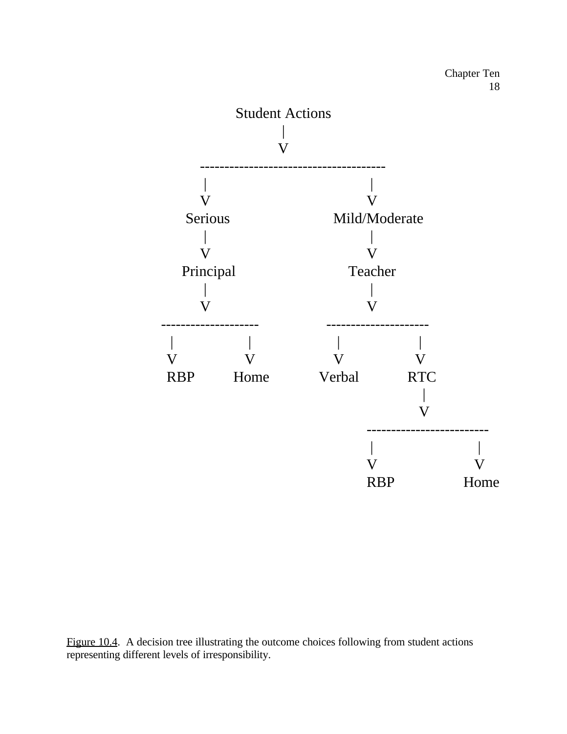```
                    Student Actions
                          |
                          V
          --------------------------------------
          |                                    |
          V                                    V
       Serious                          Mild/Moderate
          |                                    |
          V                                    V
      Principal                            Teacher
          |                                    |
          V                                    V
  --------------------               ---------------------
   |              |                   |                |
   V              V                   V                V
  RBP           Home               Verbal             RTC
                                                        |
                                                        V
                                          -------------------------
                                          |                       |
                                          V                       V
                                         RBP                    Home
```

Figure 10.4. A decision tree illustrating the outcome choices following from student actions representing different levels of irresponsibility.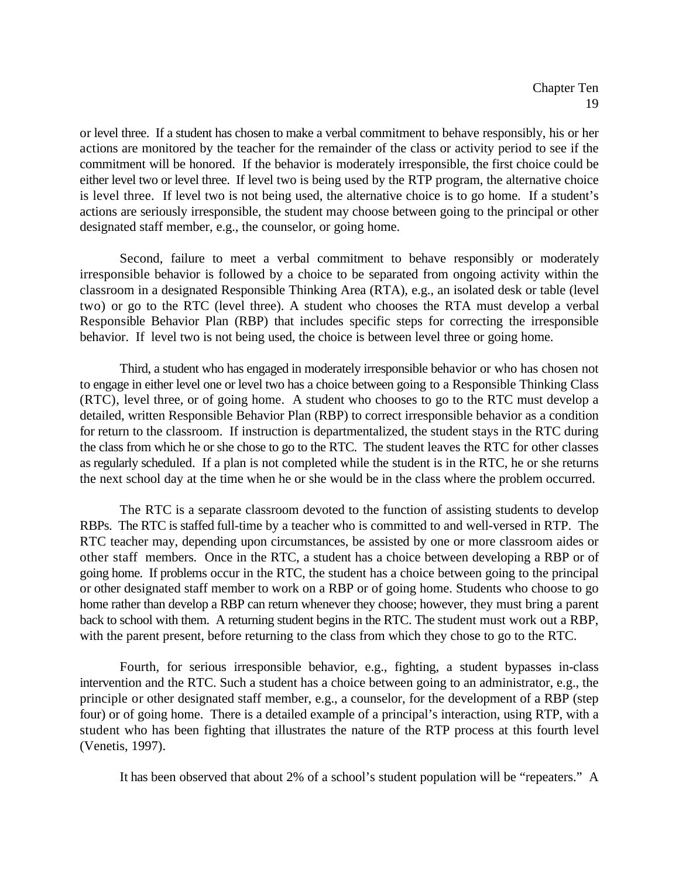or level three. If a student has chosen to make a verbal commitment to behave responsibly, his or her actions are monitored by the teacher for the remainder of the class or activity period to see if the commitment will be honored. If the behavior is moderately irresponsible, the first choice could be either level two or level three. If level two is being used by the RTP program, the alternative choice is level three. If level two is not being used, the alternative choice is to go home. If a student's actions are seriously irresponsible, the student may choose between going to the principal or other designated staff member, e.g., the counselor, or going home.

Second, failure to meet a verbal commitment to behave responsibly or moderately irresponsible behavior is followed by a choice to be separated from ongoing activity within the classroom in a designated Responsible Thinking Area (RTA), e.g., an isolated desk or table (level two) or go to the RTC (level three). A student who chooses the RTA must develop a verbal Responsible Behavior Plan (RBP) that includes specific steps for correcting the irresponsible behavior. If level two is not being used, the choice is between level three or going home.

Third, a student who has engaged in moderately irresponsible behavior or who has chosen not to engage in either level one or level two has a choice between going to a Responsible Thinking Class (RTC), level three, or of going home. A student who chooses to go to the RTC must develop a detailed, written Responsible Behavior Plan (RBP) to correct irresponsible behavior as a condition for return to the classroom. If instruction is departmentalized, the student stays in the RTC during the class from which he or she chose to go to the RTC. The student leaves the RTC for other classes as regularly scheduled. If a plan is not completed while the student is in the RTC, he or she returns the next school day at the time when he or she would be in the class where the problem occurred.

The RTC is a separate classroom devoted to the function of assisting students to develop RBPs. The RTC is staffed full-time by a teacher who is committed to and well-versed in RTP. The RTC teacher may, depending upon circumstances, be assisted by one or more classroom aides or other staff members. Once in the RTC, a student has a choice between developing a RBP or of going home. If problems occur in the RTC, the student has a choice between going to the principal or other designated staff member to work on a RBP or of going home. Students who choose to go home rather than develop a RBP can return whenever they choose; however, they must bring a parent back to school with them. A returning student begins in the RTC. The student must work out a RBP, with the parent present, before returning to the class from which they chose to go to the RTC.

Fourth, for serious irresponsible behavior, e.g., fighting, a student bypasses in-class intervention and the RTC. Such a student has a choice between going to an administrator, e.g., the principle or other designated staff member, e.g., a counselor, for the development of a RBP (step four) or of going home. There is a detailed example of a principal's interaction, using RTP, with a student who has been fighting that illustrates the nature of the RTP process at this fourth level (Venetis, 1997).

It has been observed that about 2% of a school's student population will be "repeaters." A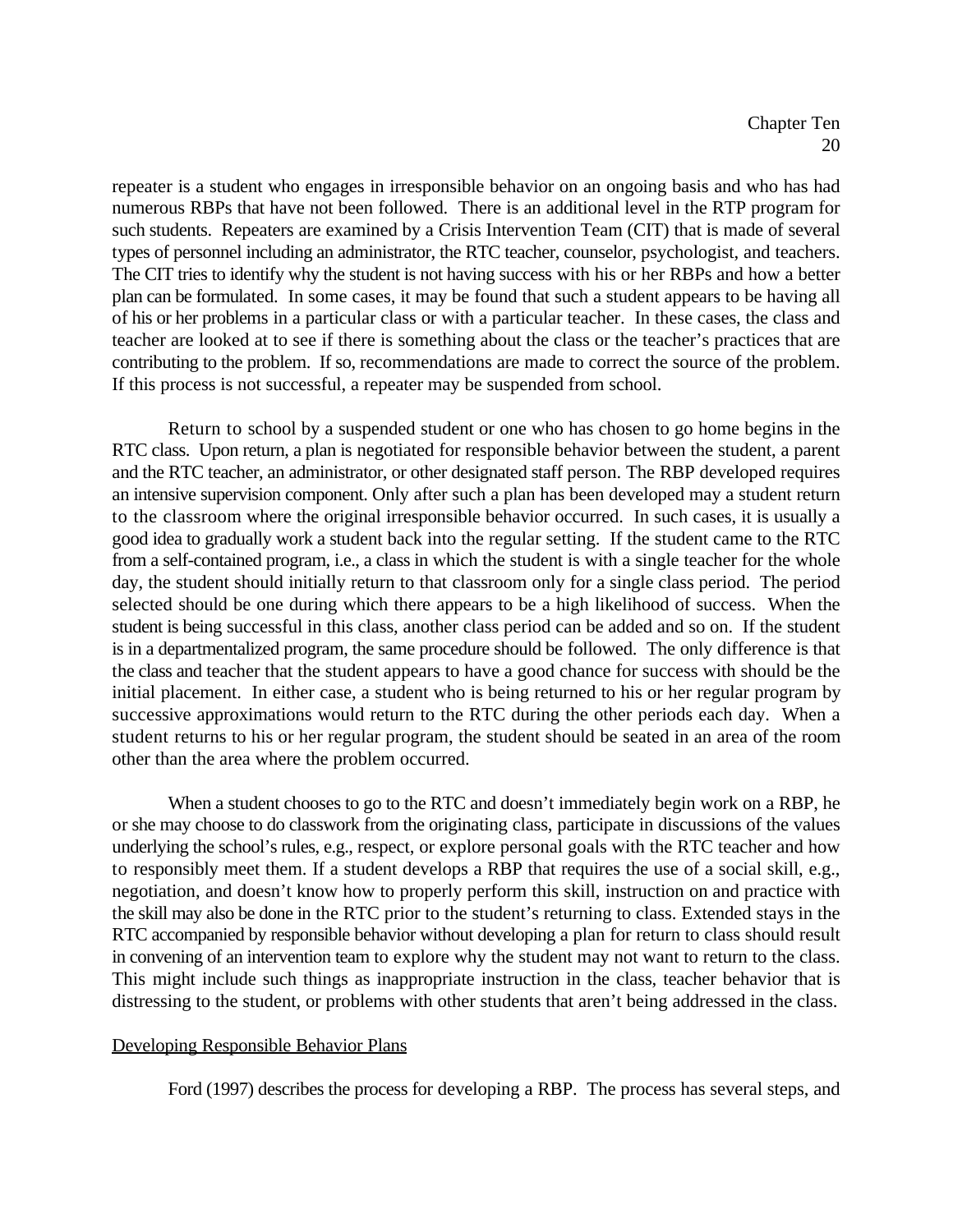repeater is a student who engages in irresponsible behavior on an ongoing basis and who has had numerous RBPs that have not been followed. There is an additional level in the RTP program for such students. Repeaters are examined by a Crisis Intervention Team (CIT) that is made of several types of personnel including an administrator, the RTC teacher, counselor, psychologist, and teachers. The CIT tries to identify why the student is not having success with his or her RBPs and how a better plan can be formulated. In some cases, it may be found that such a student appears to be having all of his or her problems in a particular class or with a particular teacher. In these cases, the class and teacher are looked at to see if there is something about the class or the teacher's practices that are contributing to the problem. If so, recommendations are made to correct the source of the problem. If this process is not successful, a repeater may be suspended from school.

Return to school by a suspended student or one who has chosen to go home begins in the RTC class. Upon return, a plan is negotiated for responsible behavior between the student, a parent and the RTC teacher, an administrator, or other designated staff person. The RBP developed requires an intensive supervision component. Only after such a plan has been developed may a student return to the classroom where the original irresponsible behavior occurred. In such cases, it is usually a good idea to gradually work a student back into the regular setting. If the student came to the RTC from a self-contained program, i.e., a class in which the student is with a single teacher for the whole day, the student should initially return to that classroom only for a single class period. The period selected should be one during which there appears to be a high likelihood of success. When the student is being successful in this class, another class period can be added and so on. If the student is in a departmentalized program, the same procedure should be followed. The only difference is that the class and teacher that the student appears to have a good chance for success with should be the initial placement. In either case, a student who is being returned to his or her regular program by successive approximations would return to the RTC during the other periods each day. When a student returns to his or her regular program, the student should be seated in an area of the room other than the area where the problem occurred.

When a student chooses to go to the RTC and doesn't immediately begin work on a RBP, he or she may choose to do classwork from the originating class, participate in discussions of the values underlying the school's rules, e.g., respect, or explore personal goals with the RTC teacher and how to responsibly meet them. If a student develops a RBP that requires the use of a social skill, e.g., negotiation, and doesn't know how to properly perform this skill, instruction on and practice with the skill may also be done in the RTC prior to the student's returning to class. Extended stays in the RTC accompanied by responsible behavior without developing a plan for return to class should result in convening of an intervention team to explore why the student may not want to return to the class. This might include such things as inappropriate instruction in the class, teacher behavior that is distressing to the student, or problems with other students that aren't being addressed in the class.

## Developing Responsible Behavior Plans

Ford (1997) describes the process for developing a RBP. The process has several steps, and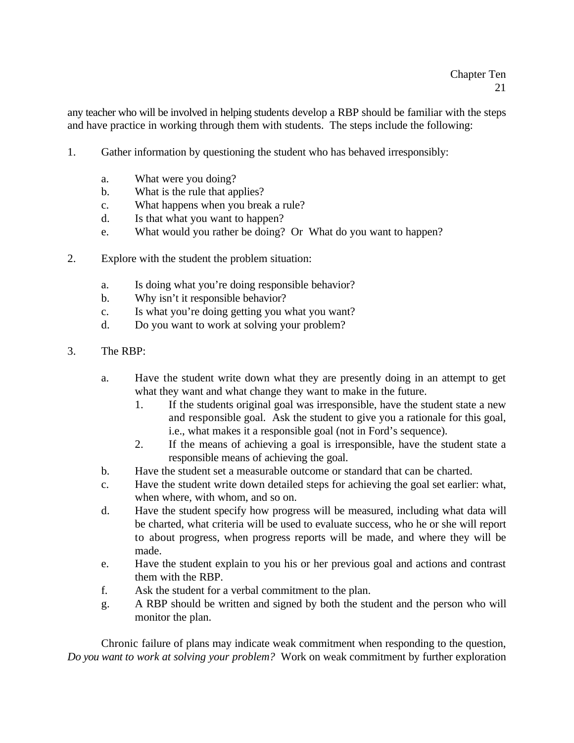any teacher who will be involved in helping students develop a RBP should be familiar with the steps and have practice in working through them with students.  The steps include the following:

1. Gather information by questioning the student who has behaved irresponsibly:

    a. What were you doing?
    b. What is the rule that applies?
    c. What happens when you break a rule?
    d. Is that what you want to happen?
    e. What would you rather be doing?  Or  What do you want to happen?

2. Explore with the student the problem situation:

    a. Is doing what you're doing responsible behavior?
    b. Why isn't it responsible behavior?
    c. Is what you're doing getting you what you want?
    d. Do you want to work at solving your problem?

3. The RBP:

    a. Have the student write down what they are presently doing in an attempt to get what they want and what change they want to make in the future.
        1. If the students original goal was irresponsible, have the student state a new and responsible goal.  Ask the student to give you a rationale for this goal, i.e., what makes it a responsible goal (not in Ford's sequence).
        2. If the means of achieving a goal is irresponsible, have the student state a responsible means of achieving the goal.
    b. Have the student set a measurable outcome or standard that can be charted.
    c. Have the student write down detailed steps for achieving the goal set earlier: what, when where, with whom, and so on.
    d. Have the student specify how progress will be measured, including what data will be charted, what criteria will be used to evaluate success, who he or she will report to about progress, when progress reports will be made, and where they will be made.
    e. Have the student explain to you his or her previous goal and actions and contrast them with the RBP.
    f. Ask the student for a verbal commitment to the plan.
    g. A RBP should be written and signed by both the student and the person who will monitor the plan.

Chronic failure of plans may indicate weak commitment when responding to the question, *Do you want to work at solving your problem?* Work on weak commitment by further exploration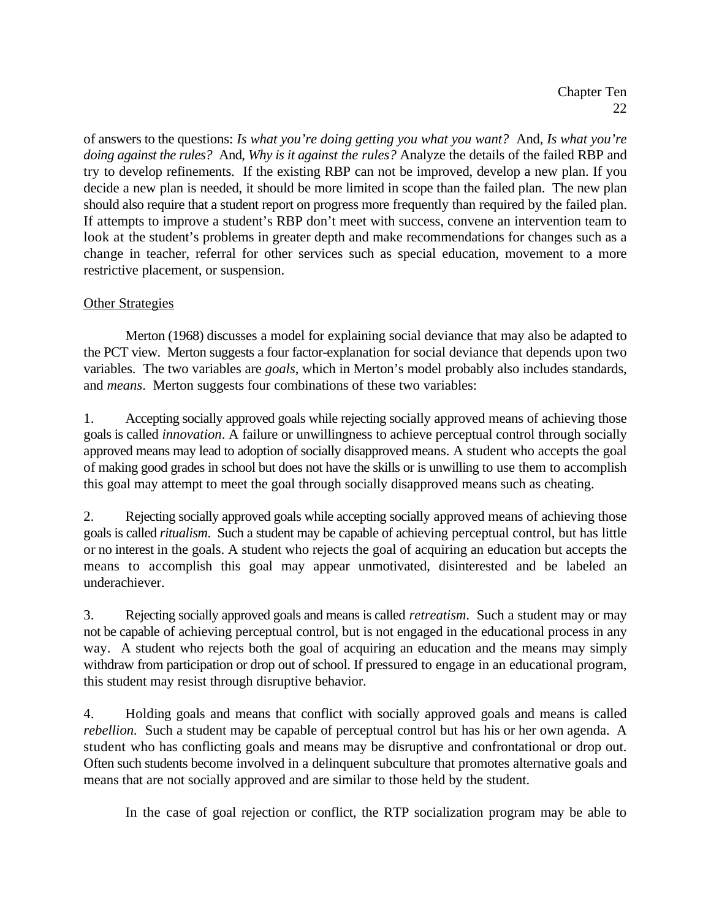of answers to the questions: *Is what you're doing getting you what you want?* And, *Is what you're doing against the rules?* And, *Why is it against the rules?* Analyze the details of the failed RBP and try to develop refinements. If the existing RBP can not be improved, develop a new plan. If you decide a new plan is needed, it should be more limited in scope than the failed plan. The new plan should also require that a student report on progress more frequently than required by the failed plan. If attempts to improve a student's RBP don't meet with success, convene an intervention team to look at the student's problems in greater depth and make recommendations for changes such as a change in teacher, referral for other services such as special education, movement to a more restrictive placement, or suspension.

<u>Other Strategies</u>

Merton (1968) discusses a model for explaining social deviance that may also be adapted to the PCT view. Merton suggests a four factor-explanation for social deviance that depends upon two variables. The two variables are *goals*, which in Merton's model probably also includes standards, and *means*. Merton suggests four combinations of these two variables:

1. Accepting socially approved goals while rejecting socially approved means of achieving those goals is called *innovation*. A failure or unwillingness to achieve perceptual control through socially approved means may lead to adoption of socially disapproved means. A student who accepts the goal of making good grades in school but does not have the skills or is unwilling to use them to accomplish this goal may attempt to meet the goal through socially disapproved means such as cheating.

2. Rejecting socially approved goals while accepting socially approved means of achieving those goals is called *ritualism*. Such a student may be capable of achieving perceptual control, but has little or no interest in the goals. A student who rejects the goal of acquiring an education but accepts the means to accomplish this goal may appear unmotivated, disinterested and be labeled an underachiever.

3. Rejecting socially approved goals and means is called *retreatism*. Such a student may or may not be capable of achieving perceptual control, but is not engaged in the educational process in any way. A student who rejects both the goal of acquiring an education and the means may simply withdraw from participation or drop out of school. If pressured to engage in an educational program, this student may resist through disruptive behavior.

4. Holding goals and means that conflict with socially approved goals and means is called *rebellion*. Such a student may be capable of perceptual control but has his or her own agenda. A student who has conflicting goals and means may be disruptive and confrontational or drop out. Often such students become involved in a delinquent subculture that promotes alternative goals and means that are not socially approved and are similar to those held by the student.

In the case of goal rejection or conflict, the RTP socialization program may be able to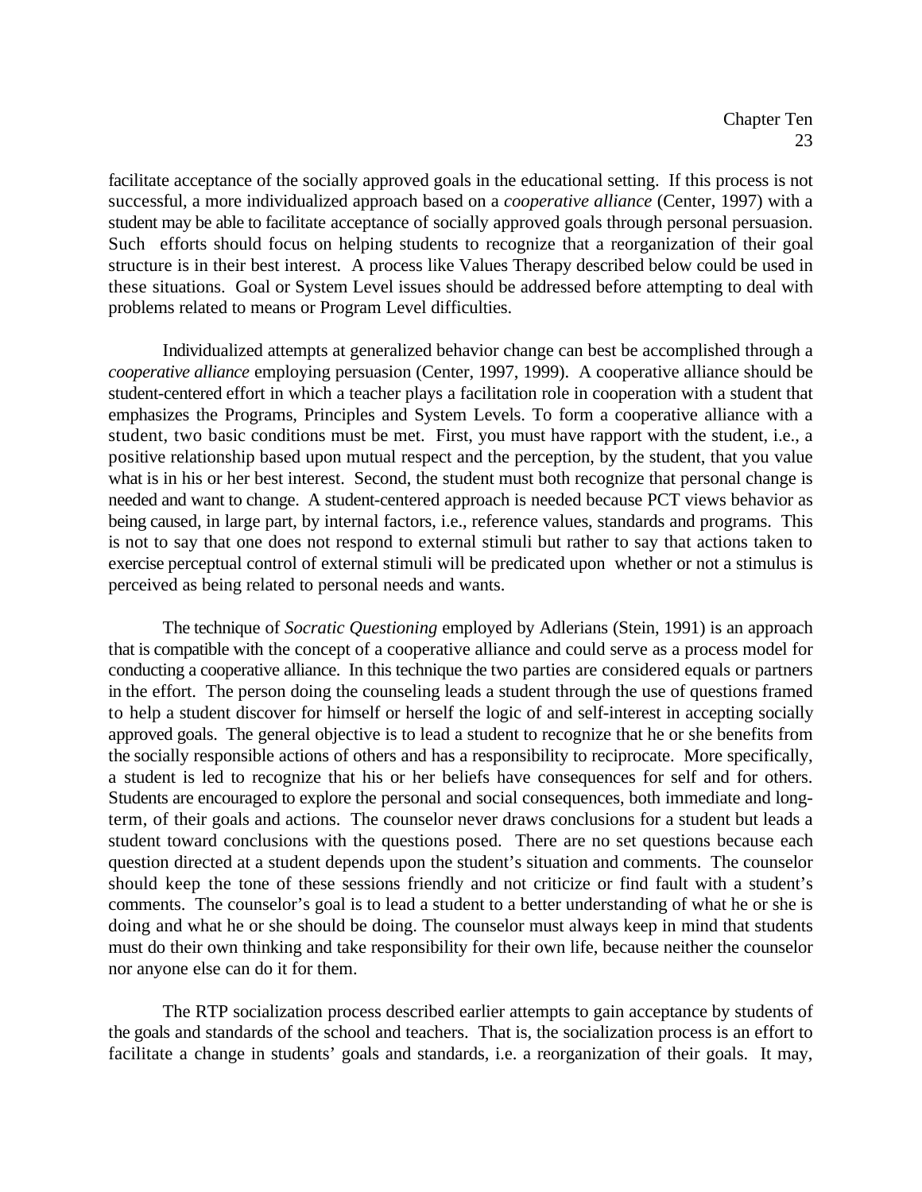facilitate acceptance of the socially approved goals in the educational setting. If this process is not successful, a more individualized approach based on a *cooperative alliance* (Center, 1997) with a student may be able to facilitate acceptance of socially approved goals through personal persuasion. Such efforts should focus on helping students to recognize that a reorganization of their goal structure is in their best interest. A process like Values Therapy described below could be used in these situations. Goal or System Level issues should be addressed before attempting to deal with problems related to means or Program Level difficulties.

Individualized attempts at generalized behavior change can best be accomplished through a *cooperative alliance* employing persuasion (Center, 1997, 1999). A cooperative alliance should be student-centered effort in which a teacher plays a facilitation role in cooperation with a student that emphasizes the Programs, Principles and System Levels. To form a cooperative alliance with a student, two basic conditions must be met. First, you must have rapport with the student, i.e., a positive relationship based upon mutual respect and the perception, by the student, that you value what is in his or her best interest. Second, the student must both recognize that personal change is needed and want to change. A student-centered approach is needed because PCT views behavior as being caused, in large part, by internal factors, i.e., reference values, standards and programs. This is not to say that one does not respond to external stimuli but rather to say that actions taken to exercise perceptual control of external stimuli will be predicated upon whether or not a stimulus is perceived as being related to personal needs and wants.

The technique of *Socratic Questioning* employed by Adlerians (Stein, 1991) is an approach that is compatible with the concept of a cooperative alliance and could serve as a process model for conducting a cooperative alliance. In this technique the two parties are considered equals or partners in the effort. The person doing the counseling leads a student through the use of questions framed to help a student discover for himself or herself the logic of and self-interest in accepting socially approved goals. The general objective is to lead a student to recognize that he or she benefits from the socially responsible actions of others and has a responsibility to reciprocate. More specifically, a student is led to recognize that his or her beliefs have consequences for self and for others. Students are encouraged to explore the personal and social consequences, both immediate and long-term, of their goals and actions. The counselor never draws conclusions for a student but leads a student toward conclusions with the questions posed. There are no set questions because each question directed at a student depends upon the student's situation and comments. The counselor should keep the tone of these sessions friendly and not criticize or find fault with a student's comments. The counselor's goal is to lead a student to a better understanding of what he or she is doing and what he or she should be doing. The counselor must always keep in mind that students must do their own thinking and take responsibility for their own life, because neither the counselor nor anyone else can do it for them.

The RTP socialization process described earlier attempts to gain acceptance by students of the goals and standards of the school and teachers. That is, the socialization process is an effort to facilitate a change in students' goals and standards, i.e. a reorganization of their goals. It may,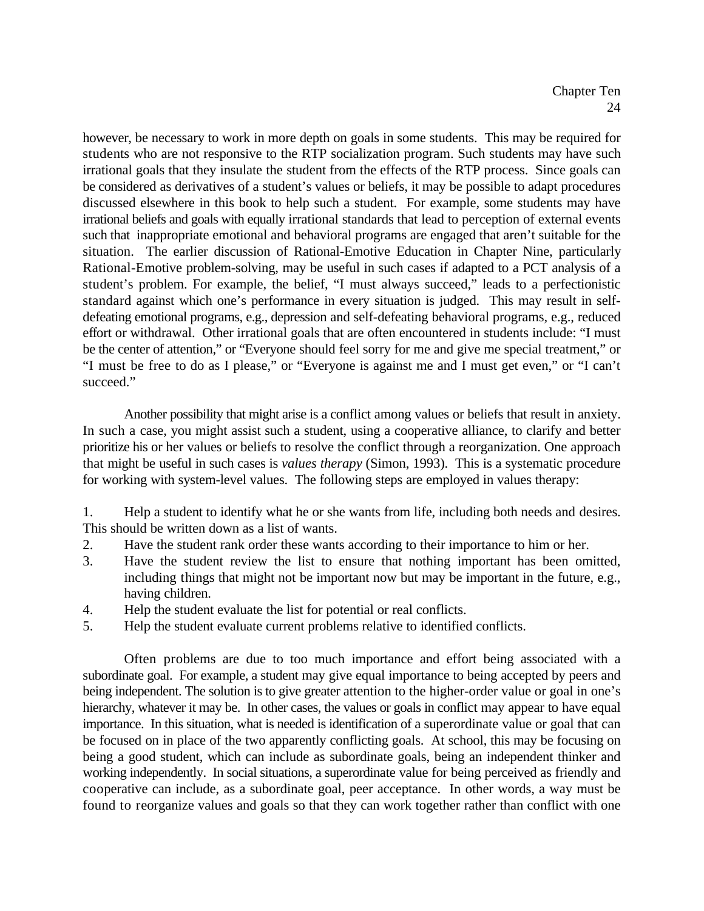however, be necessary to work in more depth on goals in some students. This may be required for students who are not responsive to the RTP socialization program. Such students may have such irrational goals that they insulate the student from the effects of the RTP process. Since goals can be considered as derivatives of a student's values or beliefs, it may be possible to adapt procedures discussed elsewhere in this book to help such a student. For example, some students may have irrational beliefs and goals with equally irrational standards that lead to perception of external events such that inappropriate emotional and behavioral programs are engaged that aren't suitable for the situation. The earlier discussion of Rational-Emotive Education in Chapter Nine, particularly Rational-Emotive problem-solving, may be useful in such cases if adapted to a PCT analysis of a student's problem. For example, the belief, "I must always succeed," leads to a perfectionistic standard against which one's performance in every situation is judged. This may result in self-defeating emotional programs, e.g., depression and self-defeating behavioral programs, e.g., reduced effort or withdrawal. Other irrational goals that are often encountered in students include: "I must be the center of attention," or "Everyone should feel sorry for me and give me special treatment," or "I must be free to do as I please," or "Everyone is against me and I must get even," or "I can't succeed."

Another possibility that might arise is a conflict among values or beliefs that result in anxiety. In such a case, you might assist such a student, using a cooperative alliance, to clarify and better prioritize his or her values or beliefs to resolve the conflict through a reorganization. One approach that might be useful in such cases is *values therapy* (Simon, 1993). This is a systematic procedure for working with system-level values. The following steps are employed in values therapy:

1. Help a student to identify what he or she wants from life, including both needs and desires. This should be written down as a list of wants.
2. Have the student rank order these wants according to their importance to him or her.
3. Have the student review the list to ensure that nothing important has been omitted, including things that might not be important now but may be important in the future, e.g., having children.
4. Help the student evaluate the list for potential or real conflicts.
5. Help the student evaluate current problems relative to identified conflicts.

Often problems are due to too much importance and effort being associated with a subordinate goal. For example, a student may give equal importance to being accepted by peers and being independent. The solution is to give greater attention to the higher-order value or goal in one's hierarchy, whatever it may be. In other cases, the values or goals in conflict may appear to have equal importance. In this situation, what is needed is identification of a superordinate value or goal that can be focused on in place of the two apparently conflicting goals. At school, this may be focusing on being a good student, which can include as subordinate goals, being an independent thinker and working independently. In social situations, a superordinate value for being perceived as friendly and cooperative can include, as a subordinate goal, peer acceptance. In other words, a way must be found to reorganize values and goals so that they can work together rather than conflict with one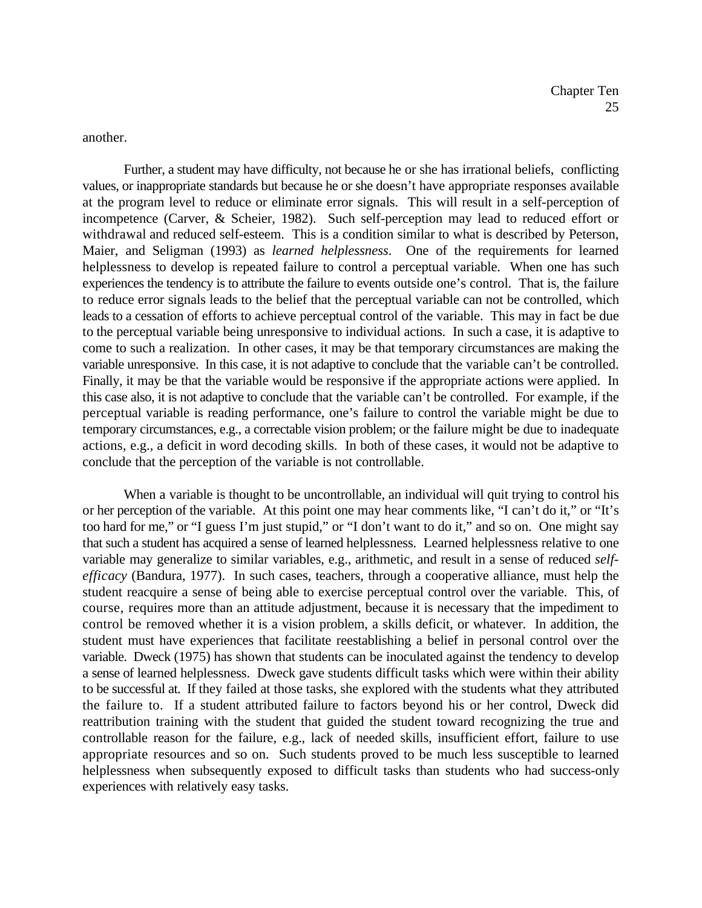another.

Further, a student may have difficulty, not because he or she has irrational beliefs, conflicting values, or inappropriate standards but because he or she doesn't have appropriate responses available at the program level to reduce or eliminate error signals. This will result in a self-perception of incompetence (Carver, & Scheier, 1982). Such self-perception may lead to reduced effort or withdrawal and reduced self-esteem. This is a condition similar to what is described by Peterson, Maier, and Seligman (1993) as *learned helplessness*. One of the requirements for learned helplessness to develop is repeated failure to control a perceptual variable. When one has such experiences the tendency is to attribute the failure to events outside one's control. That is, the failure to reduce error signals leads to the belief that the perceptual variable can not be controlled, which leads to a cessation of efforts to achieve perceptual control of the variable. This may in fact be due to the perceptual variable being unresponsive to individual actions. In such a case, it is adaptive to come to such a realization. In other cases, it may be that temporary circumstances are making the variable unresponsive. In this case, it is not adaptive to conclude that the variable can't be controlled. Finally, it may be that the variable would be responsive if the appropriate actions were applied. In this case also, it is not adaptive to conclude that the variable can't be controlled. For example, if the perceptual variable is reading performance, one's failure to control the variable might be due to temporary circumstances, e.g., a correctable vision problem; or the failure might be due to inadequate actions, e.g., a deficit in word decoding skills. In both of these cases, it would not be adaptive to conclude that the perception of the variable is not controllable.

When a variable is thought to be uncontrollable, an individual will quit trying to control his or her perception of the variable. At this point one may hear comments like, "I can't do it," or "It's too hard for me," or "I guess I'm just stupid," or "I don't want to do it," and so on. One might say that such a student has acquired a sense of learned helplessness. Learned helplessness relative to one variable may generalize to similar variables, e.g., arithmetic, and result in a sense of reduced *self-efficacy* (Bandura, 1977). In such cases, teachers, through a cooperative alliance, must help the student reacquire a sense of being able to exercise perceptual control over the variable. This, of course, requires more than an attitude adjustment, because it is necessary that the impediment to control be removed whether it is a vision problem, a skills deficit, or whatever. In addition, the student must have experiences that facilitate reestablishing a belief in personal control over the variable. Dweck (1975) has shown that students can be inoculated against the tendency to develop a sense of learned helplessness. Dweck gave students difficult tasks which were within their ability to be successful at. If they failed at those tasks, she explored with the students what they attributed the failure to. If a student attributed failure to factors beyond his or her control, Dweck did reattribution training with the student that guided the student toward recognizing the true and controllable reason for the failure, e.g., lack of needed skills, insufficient effort, failure to use appropriate resources and so on. Such students proved to be much less susceptible to learned helplessness when subsequently exposed to difficult tasks than students who had success-only experiences with relatively easy tasks.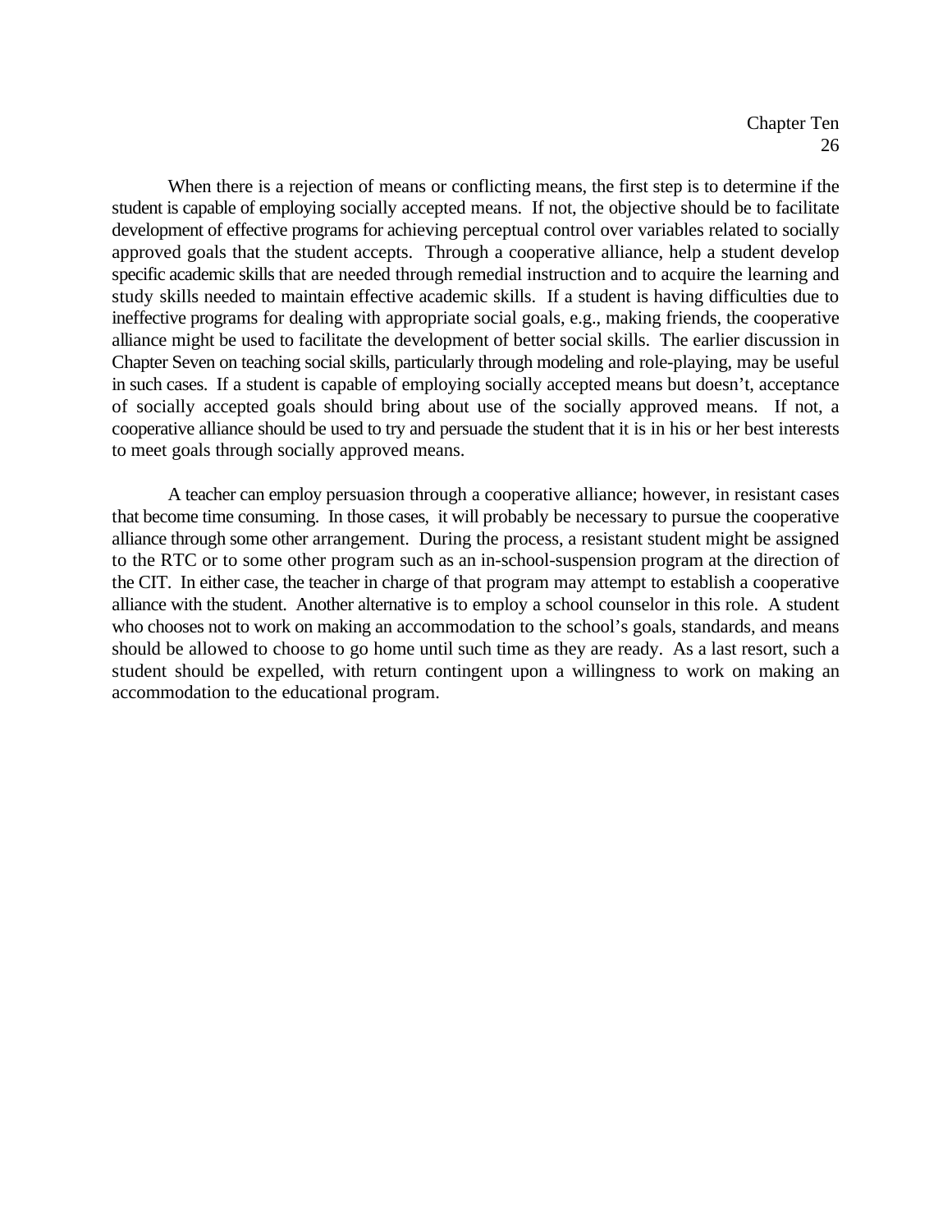When there is a rejection of means or conflicting means, the first step is to determine if the student is capable of employing socially accepted means. If not, the objective should be to facilitate development of effective programs for achieving perceptual control over variables related to socially approved goals that the student accepts. Through a cooperative alliance, help a student develop specific academic skills that are needed through remedial instruction and to acquire the learning and study skills needed to maintain effective academic skills. If a student is having difficulties due to ineffective programs for dealing with appropriate social goals, e.g., making friends, the cooperative alliance might be used to facilitate the development of better social skills. The earlier discussion in Chapter Seven on teaching social skills, particularly through modeling and role-playing, may be useful in such cases. If a student is capable of employing socially accepted means but doesn't, acceptance of socially accepted goals should bring about use of the socially approved means. If not, a cooperative alliance should be used to try and persuade the student that it is in his or her best interests to meet goals through socially approved means.

A teacher can employ persuasion through a cooperative alliance; however, in resistant cases that become time consuming. In those cases, it will probably be necessary to pursue the cooperative alliance through some other arrangement. During the process, a resistant student might be assigned to the RTC or to some other program such as an in-school-suspension program at the direction of the CIT. In either case, the teacher in charge of that program may attempt to establish a cooperative alliance with the student. Another alternative is to employ a school counselor in this role. A student who chooses not to work on making an accommodation to the school's goals, standards, and means should be allowed to choose to go home until such time as they are ready. As a last resort, such a student should be expelled, with return contingent upon a willingness to work on making an accommodation to the educational program.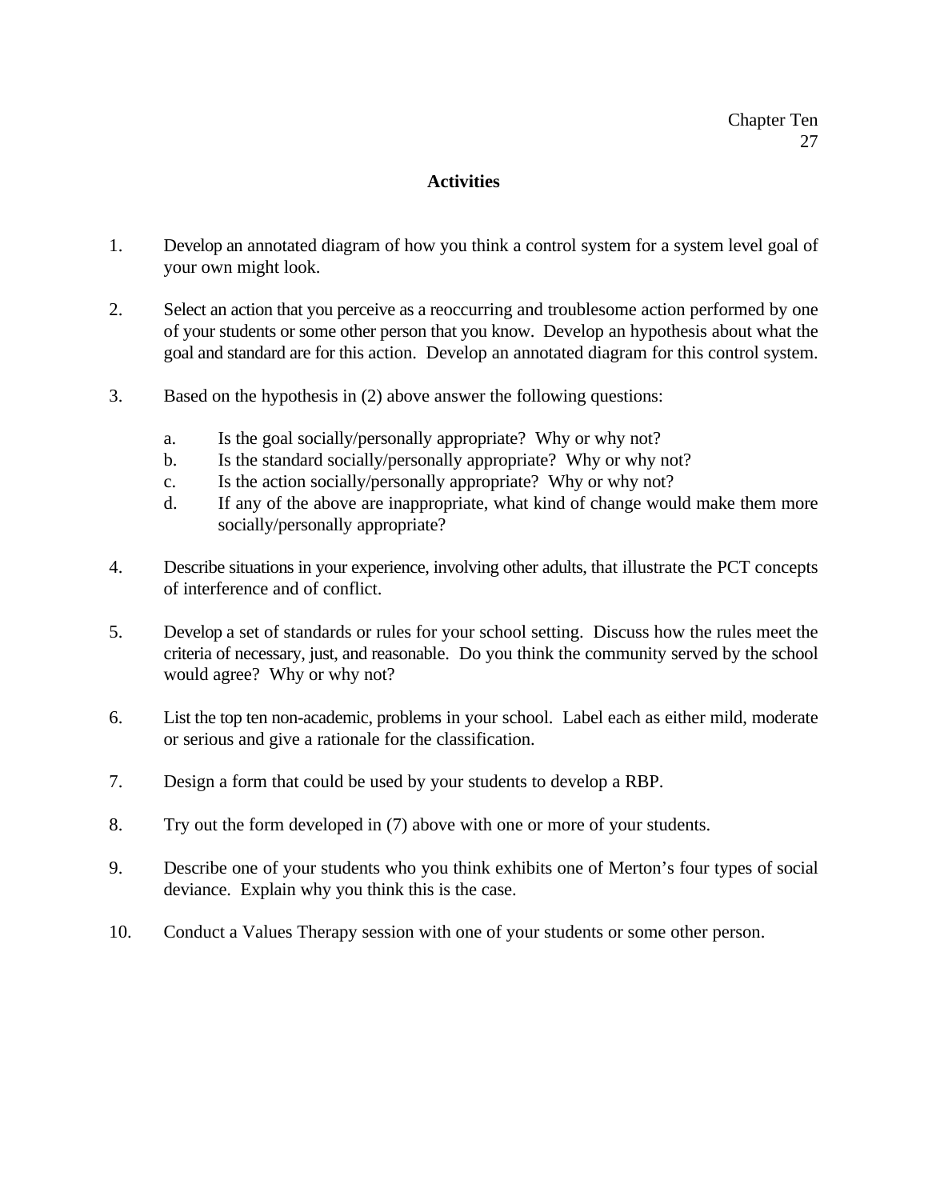## Activities

1. Develop an annotated diagram of how you think a control system for a system level goal of your own might look.

2. Select an action that you perceive as a reoccurring and troublesome action performed by one of your students or some other person that you know. Develop an hypothesis about what the goal and standard are for this action. Develop an annotated diagram for this control system.

3. Based on the hypothesis in (2) above answer the following questions:

   a. Is the goal socially/personally appropriate? Why or why not?
   b. Is the standard socially/personally appropriate? Why or why not?
   c. Is the action socially/personally appropriate? Why or why not?
   d. If any of the above are inappropriate, what kind of change would make them more socially/personally appropriate?

4. Describe situations in your experience, involving other adults, that illustrate the PCT concepts of interference and of conflict.

5. Develop a set of standards or rules for your school setting. Discuss how the rules meet the criteria of necessary, just, and reasonable. Do you think the community served by the school would agree? Why or why not?

6. List the top ten non-academic, problems in your school. Label each as either mild, moderate or serious and give a rationale for the classification.

7. Design a form that could be used by your students to develop a RBP.

8. Try out the form developed in (7) above with one or more of your students.

9. Describe one of your students who you think exhibits one of Merton's four types of social deviance. Explain why you think this is the case.

10. Conduct a Values Therapy session with one of your students or some other person.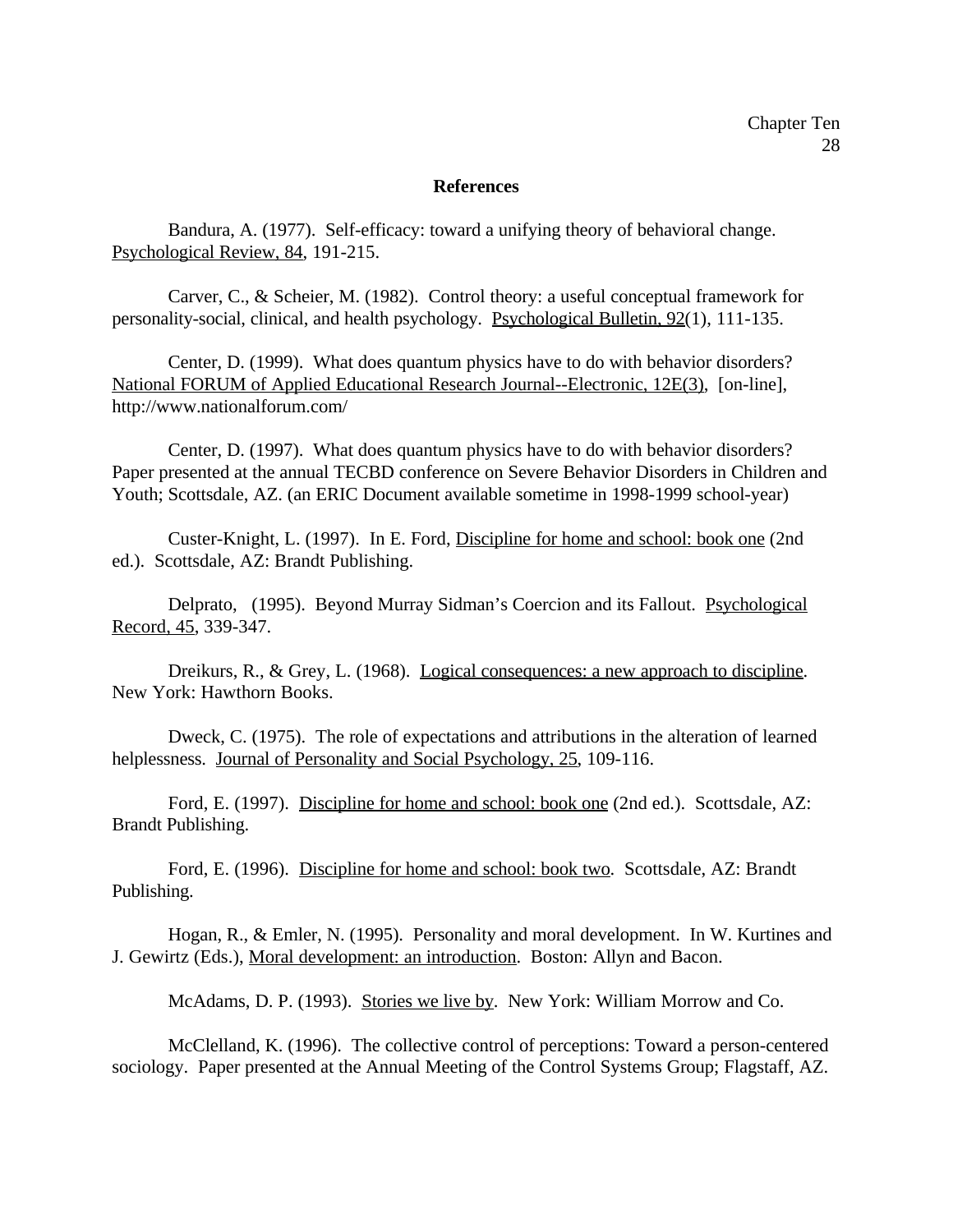## References

Bandura, A. (1977). Self-efficacy: toward a unifying theory of behavioral change. Psychological Review, 84, 191-215.

Carver, C., & Scheier, M. (1982). Control theory: a useful conceptual framework for personality-social, clinical, and health psychology. Psychological Bulletin, 92(1), 111-135.

Center, D. (1999). What does quantum physics have to do with behavior disorders? National FORUM of Applied Educational Research Journal--Electronic, 12E(3), [on-line], http://www.nationalforum.com/

Center, D. (1997). What does quantum physics have to do with behavior disorders? Paper presented at the annual TECBD conference on Severe Behavior Disorders in Children and Youth; Scottsdale, AZ. (an ERIC Document available sometime in 1998-1999 school-year)

Custer-Knight, L. (1997). In E. Ford, Discipline for home and school: book one (2nd ed.). Scottsdale, AZ: Brandt Publishing.

Delprato, (1995). Beyond Murray Sidman's Coercion and its Fallout. Psychological Record, 45, 339-347.

Dreikurs, R., & Grey, L. (1968). Logical consequences: a new approach to discipline. New York: Hawthorn Books.

Dweck, C. (1975). The role of expectations and attributions in the alteration of learned helplessness. Journal of Personality and Social Psychology, 25, 109-116.

Ford, E. (1997). Discipline for home and school: book one (2nd ed.). Scottsdale, AZ: Brandt Publishing.

Ford, E. (1996). Discipline for home and school: book two. Scottsdale, AZ: Brandt Publishing.

Hogan, R., & Emler, N. (1995). Personality and moral development. In W. Kurtines and J. Gewirtz (Eds.), Moral development: an introduction. Boston: Allyn and Bacon.

McAdams, D. P. (1993). Stories we live by. New York: William Morrow and Co.

McClelland, K. (1996). The collective control of perceptions: Toward a person-centered sociology. Paper presented at the Annual Meeting of the Control Systems Group; Flagstaff, AZ.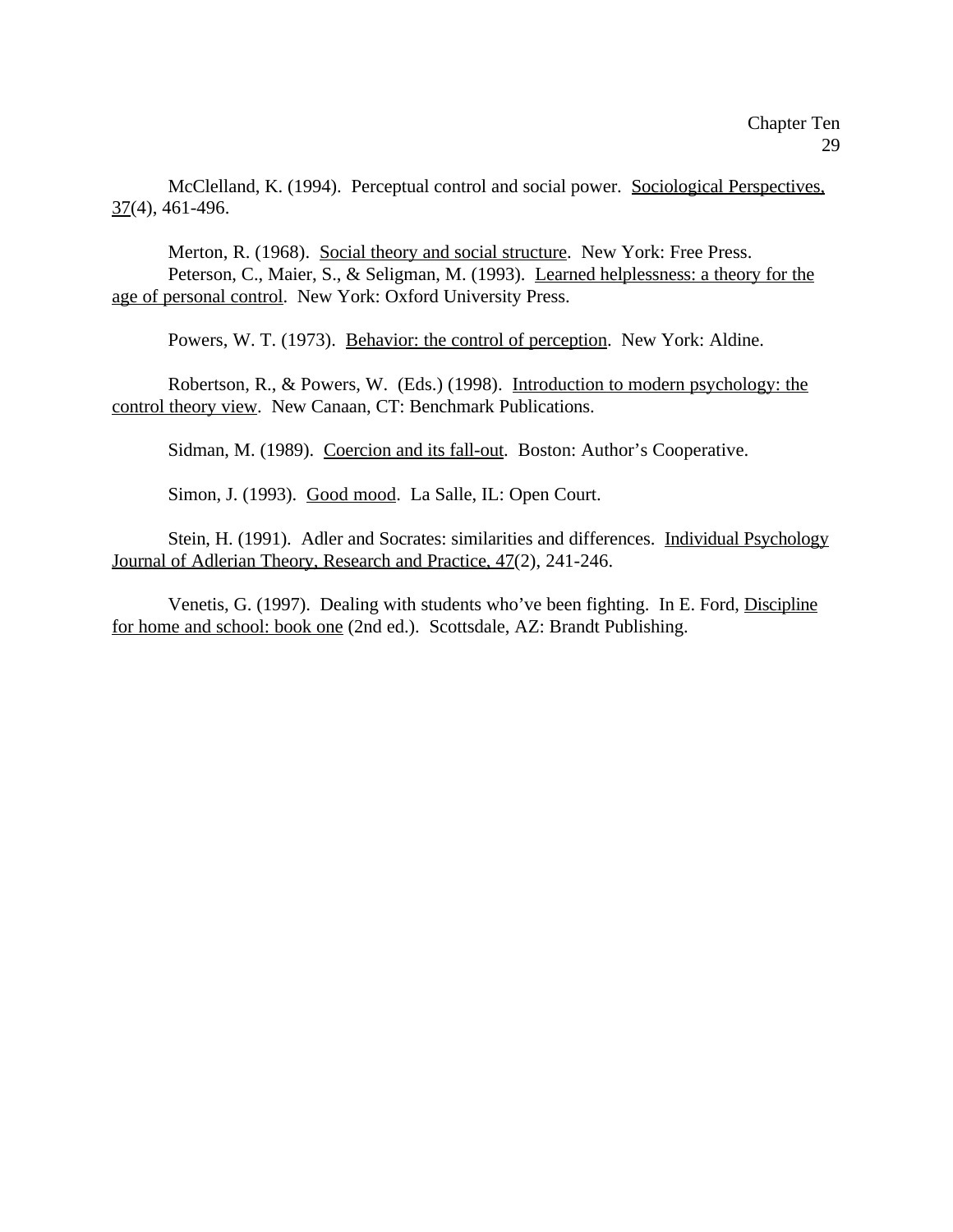McClelland, K. (1994). Perceptual control and social power. Sociological Perspectives, 37(4), 461-496.

Merton, R. (1968). Social theory and social structure. New York: Free Press.

Peterson, C., Maier, S., & Seligman, M. (1993). Learned helplessness: a theory for the age of personal control. New York: Oxford University Press.

Powers, W. T. (1973). Behavior: the control of perception. New York: Aldine.

Robertson, R., & Powers, W. (Eds.) (1998). Introduction to modern psychology: the control theory view. New Canaan, CT: Benchmark Publications.

Sidman, M. (1989). Coercion and its fall-out. Boston: Author's Cooperative.

Simon, J. (1993). Good mood. La Salle, IL: Open Court.

Stein, H. (1991). Adler and Socrates: similarities and differences. Individual Psychology Journal of Adlerian Theory, Research and Practice, 47(2), 241-246.

Venetis, G. (1997). Dealing with students who've been fighting. In E. Ford, Discipline for home and school: book one (2nd ed.). Scottsdale, AZ: Brandt Publishing.